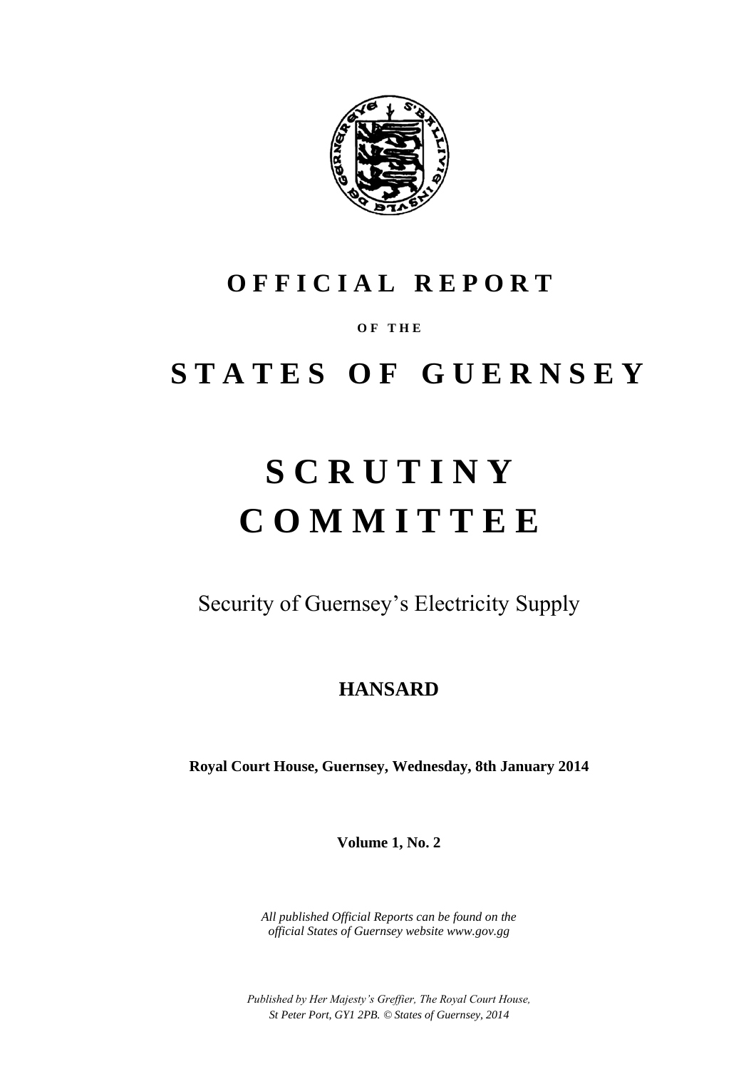# OFFICIAL REPORT

**OF THE**

# STATES OF GUERNSEY

# SCRUTINY COMMITTEE

Security of Guernsey's Electricity Supply

## HANSARD

**Royal Court House, Guernsey, Wednesday, 8th January 2014**

**Volume 1, No. 2**

*All published Official Reports can be found on the official States of Guernsey website www.gov.gg*

*Published by Her Majesty's Greffier, The Royal Court House, St Peter Port, GY1 2PB. © States of Guernsey, 2014*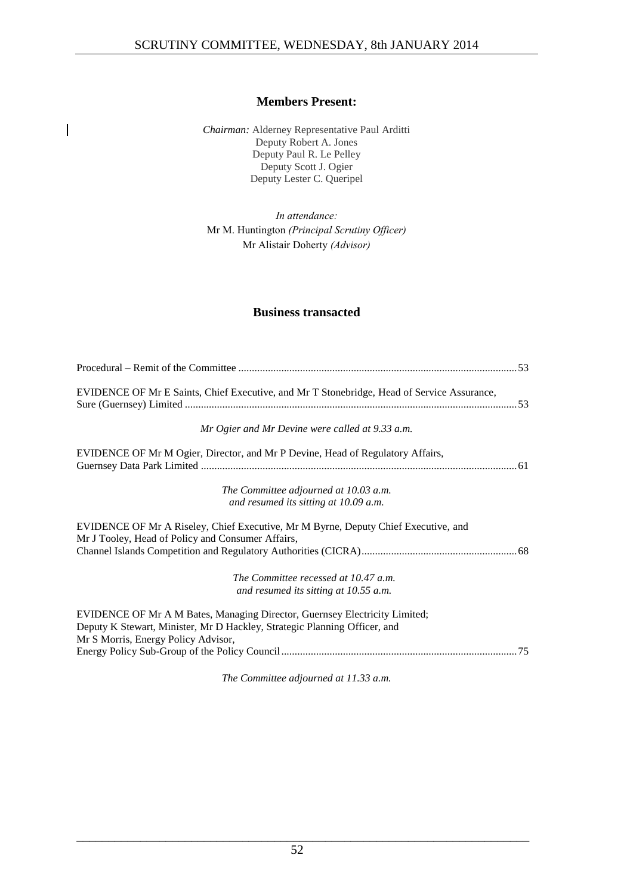## Members Present:

*Chairman:* Alderney Representative Paul Arditti
Deputy Robert A. Jones
Deputy Paul R. Le Pelley
Deputy Scott J. Ogier
Deputy Lester C. Queripel

*In attendance:*
Mr M. Huntington *(Principal Scrutiny Officer)*
Mr Alistair Doherty *(Advisor)*

## Business transacted

Procedural – Remit of the Committee .......... 53

EVIDENCE OF Mr E Saints, Chief Executive, and Mr T Stonebridge, Head of Service Assurance, Sure (Guernsey) Limited .......... 53

*Mr Ogier and Mr Devine were called at 9.33 a.m.*

EVIDENCE OF Mr M Ogier, Director, and Mr P Devine, Head of Regulatory Affairs, Guernsey Data Park Limited .......... 61

*The Committee adjourned at 10.03 a.m. and resumed its sitting at 10.09 a.m.*

EVIDENCE OF Mr A Riseley, Chief Executive, Mr M Byrne, Deputy Chief Executive, and Mr J Tooley, Head of Policy and Consumer Affairs, Channel Islands Competition and Regulatory Authorities (CICRA) .......... 68

*The Committee recessed at 10.47 a.m. and resumed its sitting at 10.55 a.m.*

EVIDENCE OF Mr A M Bates, Managing Director, Guernsey Electricity Limited; Deputy K Stewart, Minister, Mr D Hackley, Strategic Planning Officer, and Mr S Morris, Energy Policy Advisor, Energy Policy Sub-Group of the Policy Council .......... 75

*The Committee adjourned at 11.33 a.m.*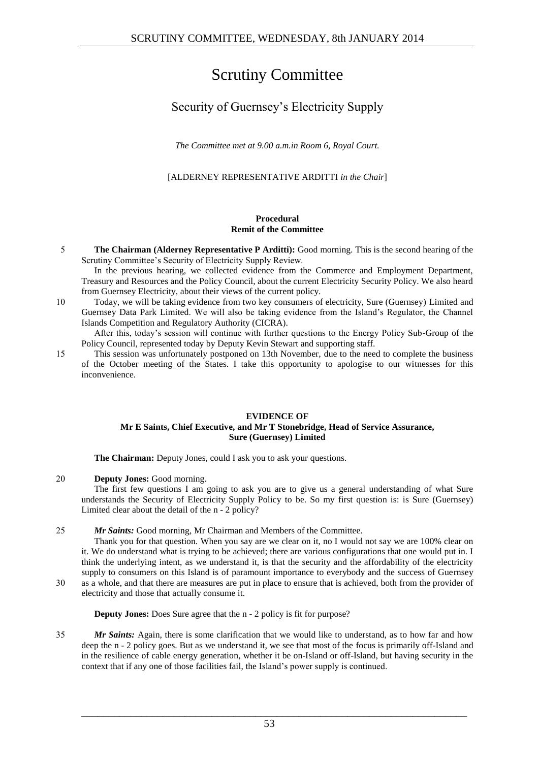# Scrutiny Committee

## Security of Guernsey's Electricity Supply

*The Committee met at 9.00 a.m.in Room 6, Royal Court.*

[ALDERNEY REPRESENTATIVE ARDITTI *in the Chair*]

**Procedural**
**Remit of the Committee**

5 **The Chairman (Alderney Representative P Arditti):** Good morning. This is the second hearing of the Scrutiny Committee's Security of Electricity Supply Review.

In the previous hearing, we collected evidence from the Commerce and Employment Department, Treasury and Resources and the Policy Council, about the current Electricity Security Policy. We also heard from Guernsey Electricity, about their views of the current policy.

10 Today, we will be taking evidence from two key consumers of electricity, Sure (Guernsey) Limited and Guernsey Data Park Limited. We will also be taking evidence from the Island's Regulator, the Channel Islands Competition and Regulatory Authority (CICRA).

After this, today's session will continue with further questions to the Energy Policy Sub-Group of the Policy Council, represented today by Deputy Kevin Stewart and supporting staff.

15 This session was unfortunately postponed on 13th November, due to the need to complete the business of the October meeting of the States. I take this opportunity to apologise to our witnesses for this inconvenience.

**EVIDENCE OF**
**Mr E Saints, Chief Executive, and Mr T Stonebridge, Head of Service Assurance,**
**Sure (Guernsey) Limited**

**The Chairman:** Deputy Jones, could I ask you to ask your questions.

20 **Deputy Jones:** Good morning.

The first few questions I am going to ask you are to give us a general understanding of what Sure understands the Security of Electricity Supply Policy to be. So my first question is: is Sure (Guernsey) Limited clear about the detail of the n - 2 policy?

25 ***Mr Saints:*** Good morning, Mr Chairman and Members of the Committee.

Thank you for that question. When you say are we clear on it, no I would not say we are 100% clear on it. We do understand what is trying to be achieved; there are various configurations that one would put in. I think the underlying intent, as we understand it, is that the security and the affordability of the electricity supply to consumers on this Island is of paramount importance to everybody and the success of Guernsey 30 as a whole, and that there are measures are put in place to ensure that is achieved, both from the provider of electricity and those that actually consume it.

**Deputy Jones:** Does Sure agree that the n - 2 policy is fit for purpose?

35 ***Mr Saints:*** Again, there is some clarification that we would like to understand, as to how far and how deep the n - 2 policy goes. But as we understand it, we see that most of the focus is primarily off-Island and in the resilience of cable energy generation, whether it be on-Island or off-Island, but having security in the context that if any one of those facilities fail, the Island's power supply is continued.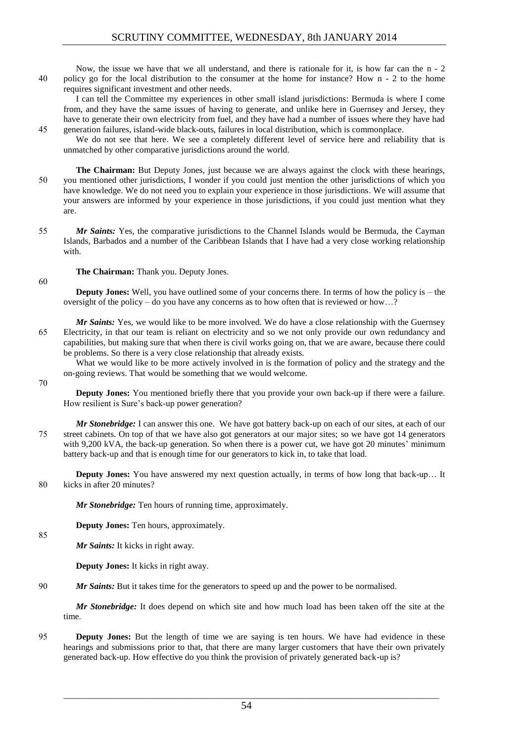Now, the issue we have that we all understand, and there is rationale for it, is how far can the n - 2 policy go for the local distribution to the consumer at the home for instance? How n - 2 to the home requires significant investment and other needs.

I can tell the Committee my experiences in other small island jurisdictions: Bermuda is where I come from, and they have the same issues of having to generate, and unlike here in Guernsey and Jersey, they have to generate their own electricity from fuel, and they have had a number of issues where they have had generation failures, island-wide black-outs, failures in local distribution, which is commonplace.

We do not see that here. We see a completely different level of service here and reliability that is unmatched by other comparative jurisdictions around the world.

**The Chairman:** But Deputy Jones, just because we are always against the clock with these hearings, you mentioned other jurisdictions, I wonder if you could just mention the other jurisdictions of which you have knowledge. We do not need you to explain your experience in those jurisdictions. We will assume that your answers are informed by your experience in those jurisdictions, if you could just mention what they are.

***Mr Saints:*** Yes, the comparative jurisdictions to the Channel Islands would be Bermuda, the Cayman Islands, Barbados and a number of the Caribbean Islands that I have had a very close working relationship with.

**The Chairman:** Thank you. Deputy Jones.

**Deputy Jones:** Well, you have outlined some of your concerns there. In terms of how the policy is – the oversight of the policy – do you have any concerns as to how often that is reviewed or how…?

***Mr Saints:*** Yes, we would like to be more involved. We do have a close relationship with the Guernsey Electricity, in that our team is reliant on electricity and so we not only provide our own redundancy and capabilities, but making sure that when there is civil works going on, that we are aware, because there could be problems. So there is a very close relationship that already exists.

What we would like to be more actively involved in is the formation of policy and the strategy and the on-going reviews. That would be something that we would welcome.

**Deputy Jones:** You mentioned briefly there that you provide your own back-up if there were a failure. How resilient is Sure's back-up power generation?

***Mr Stonebridge:*** I can answer this one. We have got battery back-up on each of our sites, at each of our street cabinets. On top of that we have also got generators at our major sites; so we have got 14 generators with 9,200 kVA, the back-up generation. So when there is a power cut, we have got 20 minutes' minimum battery back-up and that is enough time for our generators to kick in, to take that load.

**Deputy Jones:** You have answered my next question actually, in terms of how long that back-up… It kicks in after 20 minutes?

***Mr Stonebridge:*** Ten hours of running time, approximately.

**Deputy Jones:** Ten hours, approximately.

***Mr Saints:*** It kicks in right away.

**Deputy Jones:** It kicks in right away.

***Mr Saints:*** But it takes time for the generators to speed up and the power to be normalised.

***Mr Stonebridge:*** It does depend on which site and how much load has been taken off the site at the time.

**Deputy Jones:** But the length of time we are saying is ten hours. We have had evidence in these hearings and submissions prior to that, that there are many larger customers that have their own privately generated back-up. How effective do you think the provision of privately generated back-up is?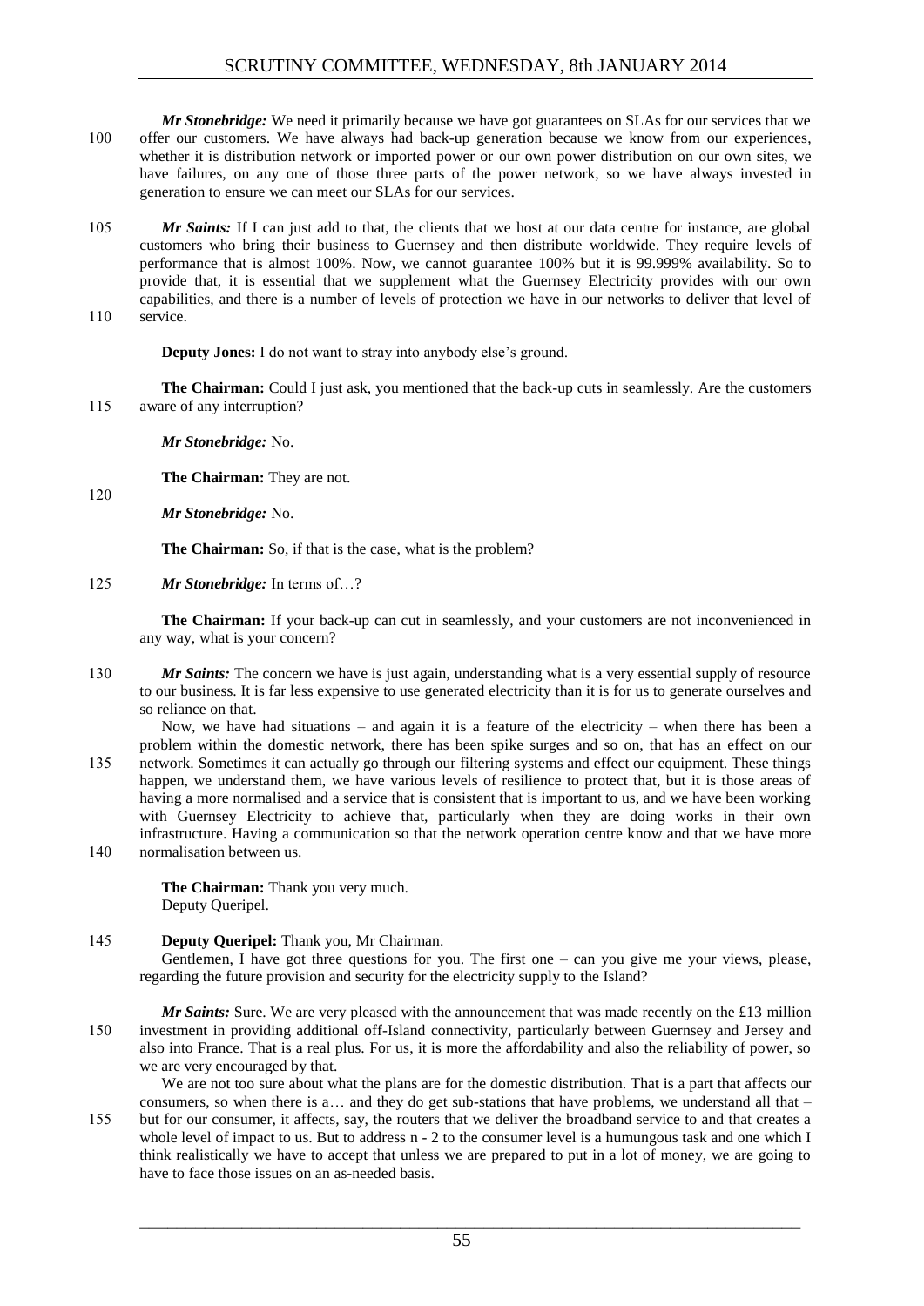*Mr Stonebridge:* We need it primarily because we have got guarantees on SLAs for our services that we offer our customers. We have always had back-up generation because we know from our experiences, whether it is distribution network or imported power or our own power distribution on our own sites, we have failures, on any one of those three parts of the power network, so we have always invested in generation to ensure we can meet our SLAs for our services.

*Mr Saints:* If I can just add to that, the clients that we host at our data centre for instance, are global customers who bring their business to Guernsey and then distribute worldwide. They require levels of performance that is almost 100%. Now, we cannot guarantee 100% but it is 99.999% availability. So to provide that, it is essential that we supplement what the Guernsey Electricity provides with our own capabilities, and there is a number of levels of protection we have in our networks to deliver that level of service.

**Deputy Jones:** I do not want to stray into anybody else's ground.

**The Chairman:** Could I just ask, you mentioned that the back-up cuts in seamlessly. Are the customers aware of any interruption?

*Mr Stonebridge:* No.

**The Chairman:** They are not.

*Mr Stonebridge:* No.

**The Chairman:** So, if that is the case, what is the problem?

*Mr Stonebridge:* In terms of…?

**The Chairman:** If your back-up can cut in seamlessly, and your customers are not inconvenienced in any way, what is your concern?

*Mr Saints:* The concern we have is just again, understanding what is a very essential supply of resource to our business. It is far less expensive to use generated electricity than it is for us to generate ourselves and so reliance on that.

Now, we have had situations – and again it is a feature of the electricity – when there has been a problem within the domestic network, there has been spike surges and so on, that has an effect on our network. Sometimes it can actually go through our filtering systems and effect our equipment. These things happen, we understand them, we have various levels of resilience to protect that, but it is those areas of having a more normalised and a service that is consistent that is important to us, and we have been working with Guernsey Electricity to achieve that, particularly when they are doing works in their own infrastructure. Having a communication so that the network operation centre know and that we have more normalisation between us.

**The Chairman:** Thank you very much.
Deputy Queripel.

**Deputy Queripel:** Thank you, Mr Chairman.

Gentlemen, I have got three questions for you. The first one – can you give me your views, please, regarding the future provision and security for the electricity supply to the Island?

*Mr Saints:* Sure. We are very pleased with the announcement that was made recently on the £13 million investment in providing additional off-Island connectivity, particularly between Guernsey and Jersey and also into France. That is a real plus. For us, it is more the affordability and also the reliability of power, so we are very encouraged by that.

We are not too sure about what the plans are for the domestic distribution. That is a part that affects our consumers, so when there is a… and they do get sub-stations that have problems, we understand all that – but for our consumer, it affects, say, the routers that we deliver the broadband service to and that creates a whole level of impact to us. But to address n - 2 to the consumer level is a humungous task and one which I think realistically we have to accept that unless we are prepared to put in a lot of money, we are going to have to face those issues on an as-needed basis.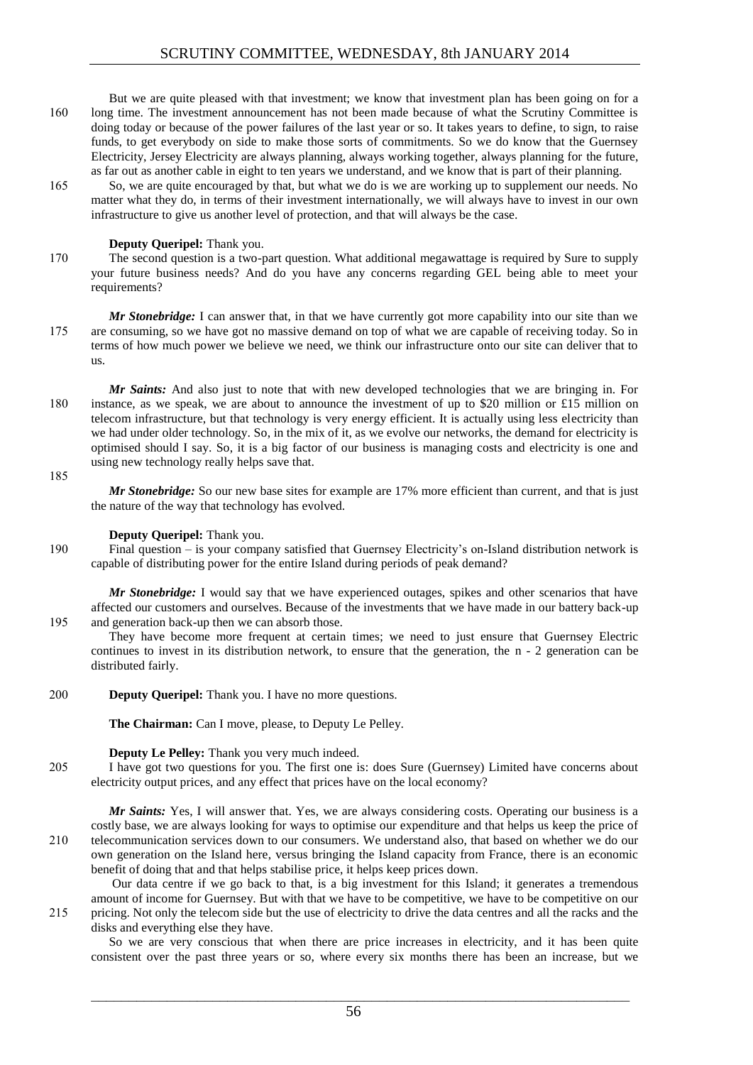But we are quite pleased with that investment; we know that investment plan has been going on for a long time. The investment announcement has not been made because of what the Scrutiny Committee is doing today or because of the power failures of the last year or so. It takes years to define, to sign, to raise funds, to get everybody on side to make those sorts of commitments. So we do know that the Guernsey Electricity, Jersey Electricity are always planning, always working together, always planning for the future, as far out as another cable in eight to ten years we understand, and we know that is part of their planning.

So, we are quite encouraged by that, but what we do is we are working up to supplement our needs. No matter what they do, in terms of their investment internationally, we will always have to invest in our own infrastructure to give us another level of protection, and that will always be the case.

**Deputy Queripel:** Thank you.

The second question is a two-part question. What additional megawattage is required by Sure to supply your future business needs? And do you have any concerns regarding GEL being able to meet your requirements?

***Mr Stonebridge:*** I can answer that, in that we have currently got more capability into our site than we are consuming, so we have got no massive demand on top of what we are capable of receiving today. So in terms of how much power we believe we need, we think our infrastructure onto our site can deliver that to us.

***Mr Saints:*** And also just to note that with new developed technologies that we are bringing in. For instance, as we speak, we are about to announce the investment of up to $20 million or £15 million on telecom infrastructure, but that technology is very energy efficient. It is actually using less electricity than we had under older technology. So, in the mix of it, as we evolve our networks, the demand for electricity is optimised should I say. So, it is a big factor of our business is managing costs and electricity is one and using new technology really helps save that.

***Mr Stonebridge:*** So our new base sites for example are 17% more efficient than current, and that is just the nature of the way that technology has evolved.

**Deputy Queripel:** Thank you.

Final question – is your company satisfied that Guernsey Electricity's on-Island distribution network is capable of distributing power for the entire Island during periods of peak demand?

***Mr Stonebridge:*** I would say that we have experienced outages, spikes and other scenarios that have affected our customers and ourselves. Because of the investments that we have made in our battery back-up and generation back-up then we can absorb those.

They have become more frequent at certain times; we need to just ensure that Guernsey Electric continues to invest in its distribution network, to ensure that the generation, the n - 2 generation can be distributed fairly.

**Deputy Queripel:** Thank you. I have no more questions.

**The Chairman:** Can I move, please, to Deputy Le Pelley.

**Deputy Le Pelley:** Thank you very much indeed.

I have got two questions for you. The first one is: does Sure (Guernsey) Limited have concerns about electricity output prices, and any effect that prices have on the local economy?

***Mr Saints:*** Yes, I will answer that. Yes, we are always considering costs. Operating our business is a costly base, we are always looking for ways to optimise our expenditure and that helps us keep the price of telecommunication services down to our consumers. We understand also, that based on whether we do our own generation on the Island here, versus bringing the Island capacity from France, there is an economic benefit of doing that and that helps stabilise price, it helps keep prices down.

Our data centre if we go back to that, is a big investment for this Island; it generates a tremendous amount of income for Guernsey. But with that we have to be competitive, we have to be competitive on our pricing. Not only the telecom side but the use of electricity to drive the data centres and all the racks and the disks and everything else they have.

So we are very conscious that when there are price increases in electricity, and it has been quite consistent over the past three years or so, where every six months there has been an increase, but we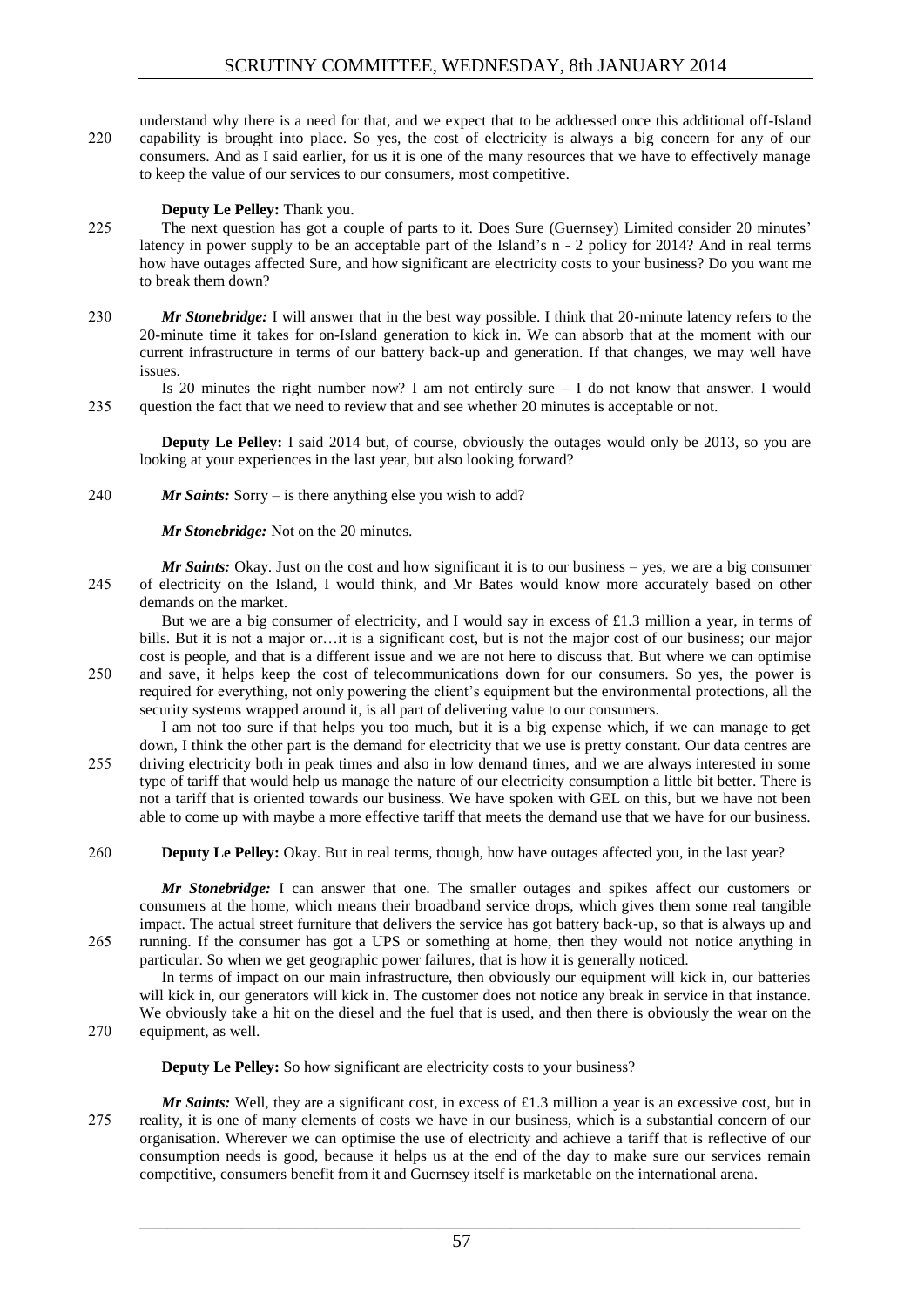understand why there is a need for that, and we expect that to be addressed once this additional off-Island capability is brought into place. So yes, the cost of electricity is always a big concern for any of our consumers. And as I said earlier, for us it is one of the many resources that we have to effectively manage to keep the value of our services to our consumers, most competitive.

**Deputy Le Pelley:** Thank you.

The next question has got a couple of parts to it. Does Sure (Guernsey) Limited consider 20 minutes' latency in power supply to be an acceptable part of the Island's n - 2 policy for 2014? And in real terms how have outages affected Sure, and how significant are electricity costs to your business? Do you want me to break them down?

***Mr Stonebridge:*** I will answer that in the best way possible. I think that 20-minute latency refers to the 20-minute time it takes for on-Island generation to kick in. We can absorb that at the moment with our current infrastructure in terms of our battery back-up and generation. If that changes, we may well have issues.

Is 20 minutes the right number now? I am not entirely sure – I do not know that answer. I would question the fact that we need to review that and see whether 20 minutes is acceptable or not.

**Deputy Le Pelley:** I said 2014 but, of course, obviously the outages would only be 2013, so you are looking at your experiences in the last year, but also looking forward?

***Mr Saints:*** Sorry – is there anything else you wish to add?

***Mr Stonebridge:*** Not on the 20 minutes.

***Mr Saints:*** Okay. Just on the cost and how significant it is to our business – yes, we are a big consumer of electricity on the Island, I would think, and Mr Bates would know more accurately based on other demands on the market.

But we are a big consumer of electricity, and I would say in excess of £1.3 million a year, in terms of bills. But it is not a major or…it is a significant cost, but is not the major cost of our business; our major cost is people, and that is a different issue and we are not here to discuss that. But where we can optimise and save, it helps keep the cost of telecommunications down for our consumers. So yes, the power is required for everything, not only powering the client's equipment but the environmental protections, all the security systems wrapped around it, is all part of delivering value to our consumers.

I am not too sure if that helps you too much, but it is a big expense which, if we can manage to get down, I think the other part is the demand for electricity that we use is pretty constant. Our data centres are driving electricity both in peak times and also in low demand times, and we are always interested in some type of tariff that would help us manage the nature of our electricity consumption a little bit better. There is not a tariff that is oriented towards our business. We have spoken with GEL on this, but we have not been able to come up with maybe a more effective tariff that meets the demand use that we have for our business.

**Deputy Le Pelley:** Okay. But in real terms, though, how have outages affected you, in the last year?

***Mr Stonebridge:*** I can answer that one. The smaller outages and spikes affect our customers or consumers at the home, which means their broadband service drops, which gives them some real tangible impact. The actual street furniture that delivers the service has got battery back-up, so that is always up and running. If the consumer has got a UPS or something at home, then they would not notice anything in particular. So when we get geographic power failures, that is how it is generally noticed.

In terms of impact on our main infrastructure, then obviously our equipment will kick in, our batteries will kick in, our generators will kick in. The customer does not notice any break in service in that instance. We obviously take a hit on the diesel and the fuel that is used, and then there is obviously the wear on the equipment, as well.

**Deputy Le Pelley:** So how significant are electricity costs to your business?

***Mr Saints:*** Well, they are a significant cost, in excess of £1.3 million a year is an excessive cost, but in reality, it is one of many elements of costs we have in our business, which is a substantial concern of our organisation. Wherever we can optimise the use of electricity and achieve a tariff that is reflective of our consumption needs is good, because it helps us at the end of the day to make sure our services remain competitive, consumers benefit from it and Guernsey itself is marketable on the international arena.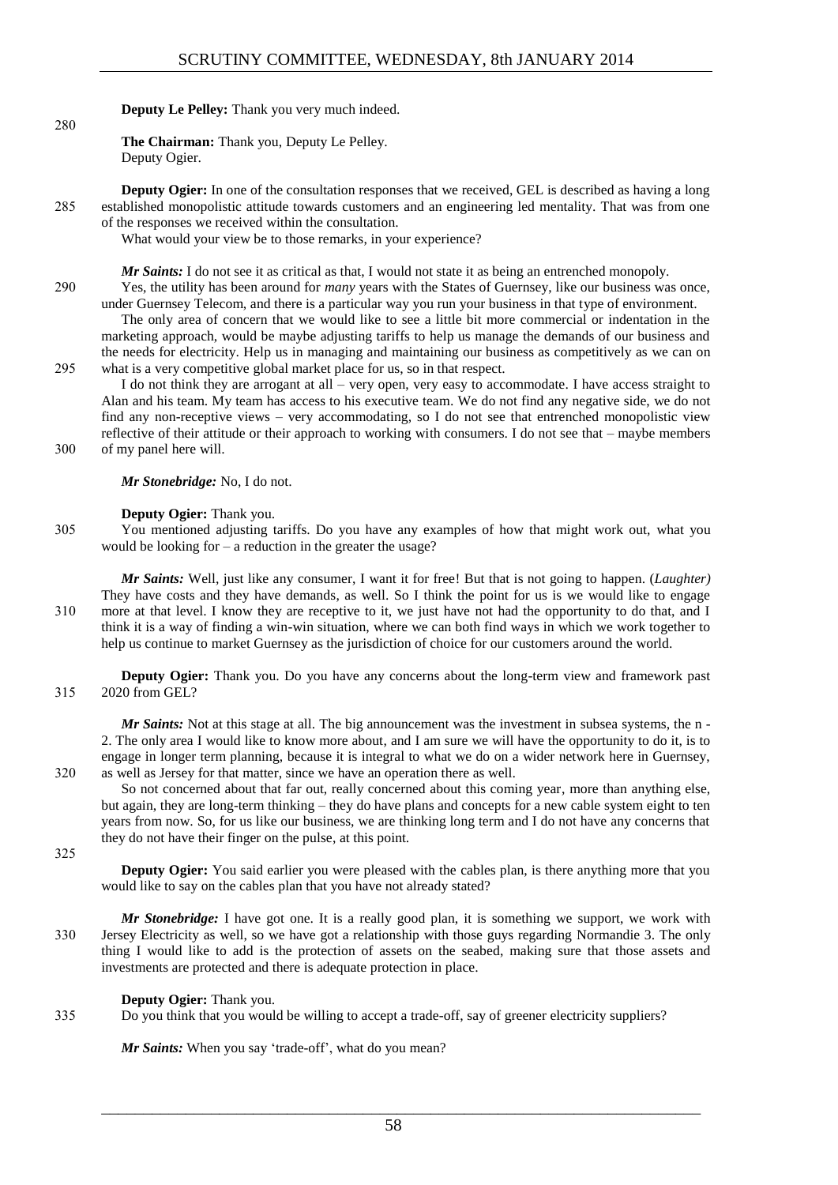**Deputy Le Pelley:** Thank you very much indeed.

**The Chairman:** Thank you, Deputy Le Pelley.
Deputy Ogier.

**Deputy Ogier:** In one of the consultation responses that we received, GEL is described as having a long established monopolistic attitude towards customers and an engineering led mentality. That was from one of the responses we received within the consultation.

What would your view be to those remarks, in your experience?

***Mr Saints:*** I do not see it as critical as that, I would not state it as being an entrenched monopoly.

Yes, the utility has been around for *many* years with the States of Guernsey, like our business was once, under Guernsey Telecom, and there is a particular way you run your business in that type of environment.

The only area of concern that we would like to see a little bit more commercial or indentation in the marketing approach, would be maybe adjusting tariffs to help us manage the demands of our business and the needs for electricity. Help us in managing and maintaining our business as competitively as we can on what is a very competitive global market place for us, so in that respect.

I do not think they are arrogant at all – very open, very easy to accommodate. I have access straight to Alan and his team. My team has access to his executive team. We do not find any negative side, we do not find any non-receptive views – very accommodating, so I do not see that entrenched monopolistic view reflective of their attitude or their approach to working with consumers. I do not see that – maybe members of my panel here will.

***Mr Stonebridge:*** No, I do not.

**Deputy Ogier:** Thank you.

You mentioned adjusting tariffs. Do you have any examples of how that might work out, what you would be looking for – a reduction in the greater the usage?

***Mr Saints:*** Well, just like any consumer, I want it for free! But that is not going to happen. (*Laughter*) They have costs and they have demands, as well. So I think the point for us is we would like to engage more at that level. I know they are receptive to it, we just have not had the opportunity to do that, and I think it is a way of finding a win-win situation, where we can both find ways in which we work together to help us continue to market Guernsey as the jurisdiction of choice for our customers around the world.

**Deputy Ogier:** Thank you. Do you have any concerns about the long-term view and framework past 2020 from GEL?

***Mr Saints:*** Not at this stage at all. The big announcement was the investment in subsea systems, the n - 2. The only area I would like to know more about, and I am sure we will have the opportunity to do it, is to engage in longer term planning, because it is integral to what we do on a wider network here in Guernsey, as well as Jersey for that matter, since we have an operation there as well.

So not concerned about that far out, really concerned about this coming year, more than anything else, but again, they are long-term thinking – they do have plans and concepts for a new cable system eight to ten years from now. So, for us like our business, we are thinking long term and I do not have any concerns that they do not have their finger on the pulse, at this point.

**Deputy Ogier:** You said earlier you were pleased with the cables plan, is there anything more that you would like to say on the cables plan that you have not already stated?

***Mr Stonebridge:*** I have got one. It is a really good plan, it is something we support, we work with Jersey Electricity as well, so we have got a relationship with those guys regarding Normandie 3. The only thing I would like to add is the protection of assets on the seabed, making sure that those assets and investments are protected and there is adequate protection in place.

**Deputy Ogier:** Thank you.

Do you think that you would be willing to accept a trade-off, say of greener electricity suppliers?

***Mr Saints:*** When you say 'trade-off', what do you mean?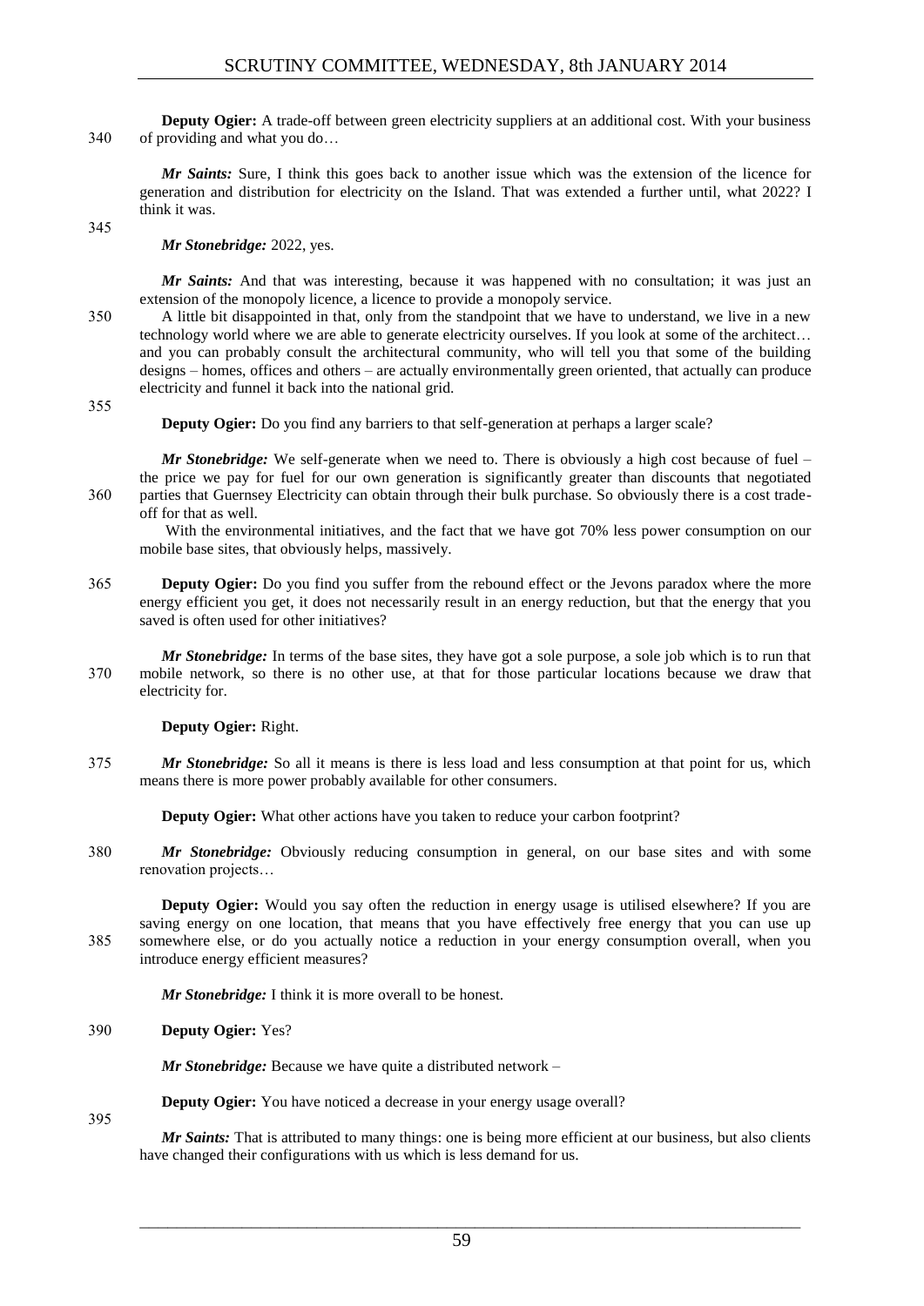**Deputy Ogier:** A trade-off between green electricity suppliers at an additional cost. With your business of providing and what you do…

*Mr Saints:* Sure, I think this goes back to another issue which was the extension of the licence for generation and distribution for electricity on the Island. That was extended a further until, what 2022? I think it was.

*Mr Stonebridge:* 2022, yes.

*Mr Saints:* And that was interesting, because it was happened with no consultation; it was just an extension of the monopoly licence, a licence to provide a monopoly service.

A little bit disappointed in that, only from the standpoint that we have to understand, we live in a new technology world where we are able to generate electricity ourselves. If you look at some of the architect… and you can probably consult the architectural community, who will tell you that some of the building designs – homes, offices and others – are actually environmentally green oriented, that actually can produce electricity and funnel it back into the national grid.

**Deputy Ogier:** Do you find any barriers to that self-generation at perhaps a larger scale?

*Mr Stonebridge:* We self-generate when we need to. There is obviously a high cost because of fuel – the price we pay for fuel for our own generation is significantly greater than discounts that negotiated parties that Guernsey Electricity can obtain through their bulk purchase. So obviously there is a cost trade-off for that as well.

With the environmental initiatives, and the fact that we have got 70% less power consumption on our mobile base sites, that obviously helps, massively.

**Deputy Ogier:** Do you find you suffer from the rebound effect or the Jevons paradox where the more energy efficient you get, it does not necessarily result in an energy reduction, but that the energy that you saved is often used for other initiatives?

*Mr Stonebridge:* In terms of the base sites, they have got a sole purpose, a sole job which is to run that mobile network, so there is no other use, at that for those particular locations because we draw that electricity for.

**Deputy Ogier:** Right.

*Mr Stonebridge:* So all it means is there is less load and less consumption at that point for us, which means there is more power probably available for other consumers.

**Deputy Ogier:** What other actions have you taken to reduce your carbon footprint?

*Mr Stonebridge:* Obviously reducing consumption in general, on our base sites and with some renovation projects…

**Deputy Ogier:** Would you say often the reduction in energy usage is utilised elsewhere? If you are saving energy on one location, that means that you have effectively free energy that you can use up somewhere else, or do you actually notice a reduction in your energy consumption overall, when you introduce energy efficient measures?

*Mr Stonebridge:* I think it is more overall to be honest.

**Deputy Ogier:** Yes?

*Mr Stonebridge:* Because we have quite a distributed network –

**Deputy Ogier:** You have noticed a decrease in your energy usage overall?

*Mr Saints:* That is attributed to many things: one is being more efficient at our business, but also clients have changed their configurations with us which is less demand for us.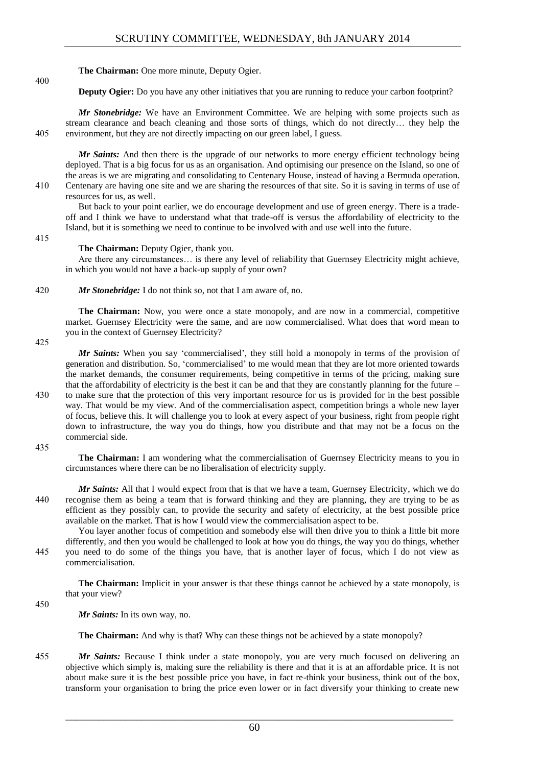**The Chairman:** One more minute, Deputy Ogier.

**Deputy Ogier:** Do you have any other initiatives that you are running to reduce your carbon footprint?

***Mr Stonebridge:*** We have an Environment Committee. We are helping with some projects such as stream clearance and beach cleaning and those sorts of things, which do not directly… they help the environment, but they are not directly impacting on our green label, I guess.

***Mr Saints:*** And then there is the upgrade of our networks to more energy efficient technology being deployed. That is a big focus for us as an organisation. And optimising our presence on the Island, so one of the areas is we are migrating and consolidating to Centenary House, instead of having a Bermuda operation. Centenary are having one site and we are sharing the resources of that site. So it is saving in terms of use of resources for us, as well.

But back to your point earlier, we do encourage development and use of green energy. There is a trade-off and I think we have to understand what that trade-off is versus the affordability of electricity to the Island, but it is something we need to continue to be involved with and use well into the future.

**The Chairman:** Deputy Ogier, thank you.

Are there any circumstances… is there any level of reliability that Guernsey Electricity might achieve, in which you would not have a back-up supply of your own?

***Mr Stonebridge:*** I do not think so, not that I am aware of, no.

**The Chairman:** Now, you were once a state monopoly, and are now in a commercial, competitive market. Guernsey Electricity were the same, and are now commercialised. What does that word mean to you in the context of Guernsey Electricity?

***Mr Saints:*** When you say 'commercialised', they still hold a monopoly in terms of the provision of generation and distribution. So, 'commercialised' to me would mean that they are lot more oriented towards the market demands, the consumer requirements, being competitive in terms of the pricing, making sure that the affordability of electricity is the best it can be and that they are constantly planning for the future – to make sure that the protection of this very important resource for us is provided for in the best possible way. That would be my view. And of the commercialisation aspect, competition brings a whole new layer of focus, believe this. It will challenge you to look at every aspect of your business, right from people right down to infrastructure, the way you do things, how you distribute and that may not be a focus on the commercial side.

**The Chairman:** I am wondering what the commercialisation of Guernsey Electricity means to you in circumstances where there can be no liberalisation of electricity supply.

***Mr Saints:*** All that I would expect from that is that we have a team, Guernsey Electricity, which we do recognise them as being a team that is forward thinking and they are planning, they are trying to be as efficient as they possibly can, to provide the security and safety of electricity, at the best possible price available on the market. That is how I would view the commercialisation aspect to be.

You layer another focus of competition and somebody else will then drive you to think a little bit more differently, and then you would be challenged to look at how you do things, the way you do things, whether you need to do some of the things you have, that is another layer of focus, which I do not view as commercialisation.

**The Chairman:** Implicit in your answer is that these things cannot be achieved by a state monopoly, is that your view?

***Mr Saints:*** In its own way, no.

**The Chairman:** And why is that? Why can these things not be achieved by a state monopoly?

***Mr Saints:*** Because I think under a state monopoly, you are very much focused on delivering an objective which simply is, making sure the reliability is there and that it is at an affordable price. It is not about make sure it is the best possible price you have, in fact re-think your business, think out of the box, transform your organisation to bring the price even lower or in fact diversify your thinking to create new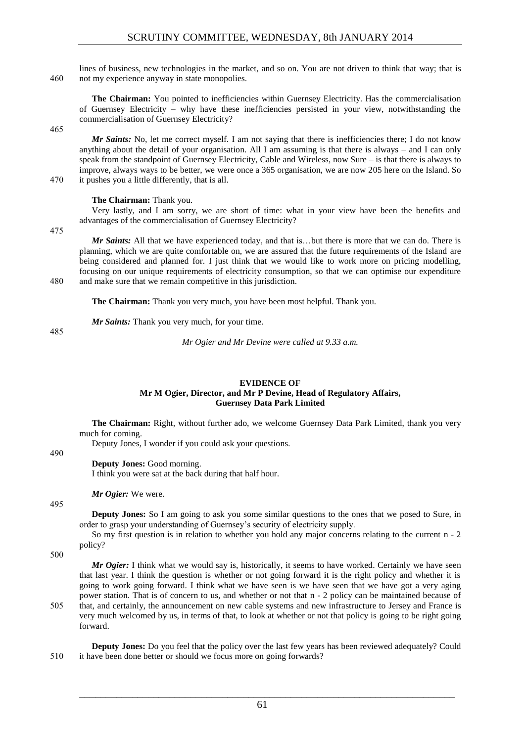lines of business, new technologies in the market, and so on. You are not driven to think that way; that is not my experience anyway in state monopolies.

**The Chairman:** You pointed to inefficiencies within Guernsey Electricity. Has the commercialisation of Guernsey Electricity – why have these inefficiencies persisted in your view, notwithstanding the commercialisation of Guernsey Electricity?

***Mr Saints:*** No, let me correct myself. I am not saying that there is inefficiencies there; I do not know anything about the detail of your organisation. All I am assuming is that there is always – and I can only speak from the standpoint of Guernsey Electricity, Cable and Wireless, now Sure – is that there is always to improve, always ways to be better, we were once a 365 organisation, we are now 205 here on the Island. So it pushes you a little differently, that is all.

**The Chairman:** Thank you.

Very lastly, and I am sorry, we are short of time: what in your view have been the benefits and advantages of the commercialisation of Guernsey Electricity?

***Mr Saints:*** All that we have experienced today, and that is…but there is more that we can do. There is planning, which we are quite comfortable on, we are assured that the future requirements of the Island are being considered and planned for. I just think that we would like to work more on pricing modelling, focusing on our unique requirements of electricity consumption, so that we can optimise our expenditure and make sure that we remain competitive in this jurisdiction.

**The Chairman:** Thank you very much, you have been most helpful. Thank you.

***Mr Saints:*** Thank you very much, for your time.

*Mr Ogier and Mr Devine were called at 9.33 a.m.*

## EVIDENCE OF
### Mr M Ogier, Director, and Mr P Devine, Head of Regulatory Affairs, Guernsey Data Park Limited

**The Chairman:** Right, without further ado, we welcome Guernsey Data Park Limited, thank you very much for coming.

Deputy Jones, I wonder if you could ask your questions.

**Deputy Jones:** Good morning.

I think you were sat at the back during that half hour.

***Mr Ogier:*** We were.

**Deputy Jones:** So I am going to ask you some similar questions to the ones that we posed to Sure, in order to grasp your understanding of Guernsey's security of electricity supply.

So my first question is in relation to whether you hold any major concerns relating to the current n - 2 policy?

***Mr Ogier:*** I think what we would say is, historically, it seems to have worked. Certainly we have seen that last year. I think the question is whether or not going forward it is the right policy and whether it is going to work going forward. I think what we have seen is we have seen that we have got a very aging power station. That is of concern to us, and whether or not that n - 2 policy can be maintained because of that, and certainly, the announcement on new cable systems and new infrastructure to Jersey and France is very much welcomed by us, in terms of that, to look at whether or not that policy is going to be right going forward.

**Deputy Jones:** Do you feel that the policy over the last few years has been reviewed adequately? Could it have been done better or should we focus more on going forwards?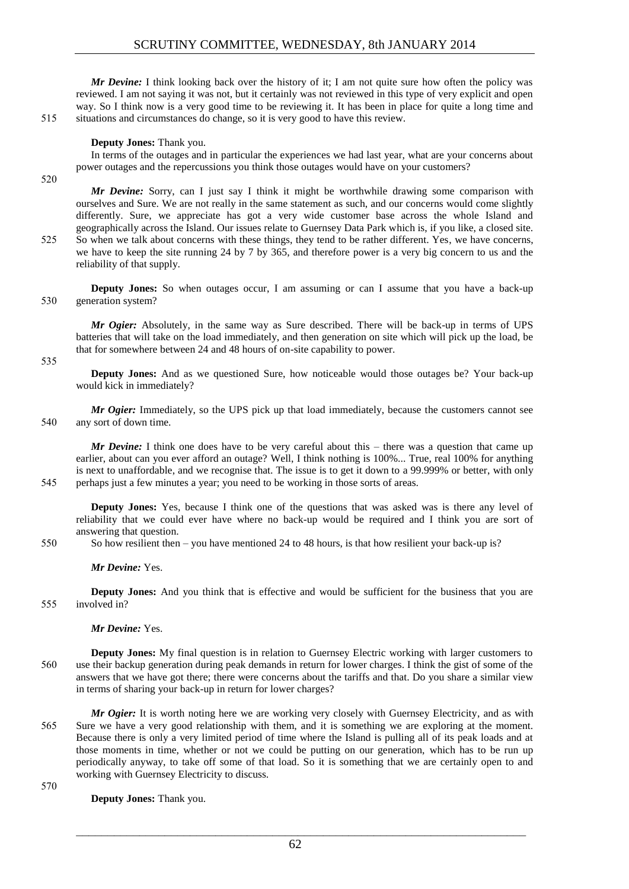*Mr Devine:* I think looking back over the history of it; I am not quite sure how often the policy was reviewed. I am not saying it was not, but it certainly was not reviewed in this type of very explicit and open way. So I think now is a very good time to be reviewing it. It has been in place for quite a long time and situations and circumstances do change, so it is very good to have this review.

**Deputy Jones:** Thank you.

In terms of the outages and in particular the experiences we had last year, what are your concerns about power outages and the repercussions you think those outages would have on your customers?

*Mr Devine:* Sorry, can I just say I think it might be worthwhile drawing some comparison with ourselves and Sure. We are not really in the same statement as such, and our concerns would come slightly differently. Sure, we appreciate has got a very wide customer base across the whole Island and geographically across the Island. Our issues relate to Guernsey Data Park which is, if you like, a closed site. So when we talk about concerns with these things, they tend to be rather different. Yes, we have concerns, we have to keep the site running 24 by 7 by 365, and therefore power is a very big concern to us and the reliability of that supply.

**Deputy Jones:** So when outages occur, I am assuming or can I assume that you have a back-up generation system?

*Mr Ogier:* Absolutely, in the same way as Sure described. There will be back-up in terms of UPS batteries that will take on the load immediately, and then generation on site which will pick up the load, be that for somewhere between 24 and 48 hours of on-site capability to power.

**Deputy Jones:** And as we questioned Sure, how noticeable would those outages be? Your back-up would kick in immediately?

*Mr Ogier:* Immediately, so the UPS pick up that load immediately, because the customers cannot see any sort of down time.

*Mr Devine:* I think one does have to be very careful about this – there was a question that came up earlier, about can you ever afford an outage? Well, I think nothing is 100%... True, real 100% for anything is next to unaffordable, and we recognise that. The issue is to get it down to a 99.999% or better, with only perhaps just a few minutes a year; you need to be working in those sorts of areas.

**Deputy Jones:** Yes, because I think one of the questions that was asked was is there any level of reliability that we could ever have where no back-up would be required and I think you are sort of answering that question.

So how resilient then – you have mentioned 24 to 48 hours, is that how resilient your back-up is?

*Mr Devine:* Yes.

**Deputy Jones:** And you think that is effective and would be sufficient for the business that you are involved in?

*Mr Devine:* Yes.

**Deputy Jones:** My final question is in relation to Guernsey Electric working with larger customers to use their backup generation during peak demands in return for lower charges. I think the gist of some of the answers that we have got there; there were concerns about the tariffs and that. Do you share a similar view in terms of sharing your back-up in return for lower charges?

*Mr Ogier:* It is worth noting here we are working very closely with Guernsey Electricity, and as with Sure we have a very good relationship with them, and it is something we are exploring at the moment. Because there is only a very limited period of time where the Island is pulling all of its peak loads and at those moments in time, whether or not we could be putting on our generation, which has to be run up periodically anyway, to take off some of that load. So it is something that we are certainly open to and working with Guernsey Electricity to discuss.

**Deputy Jones:** Thank you.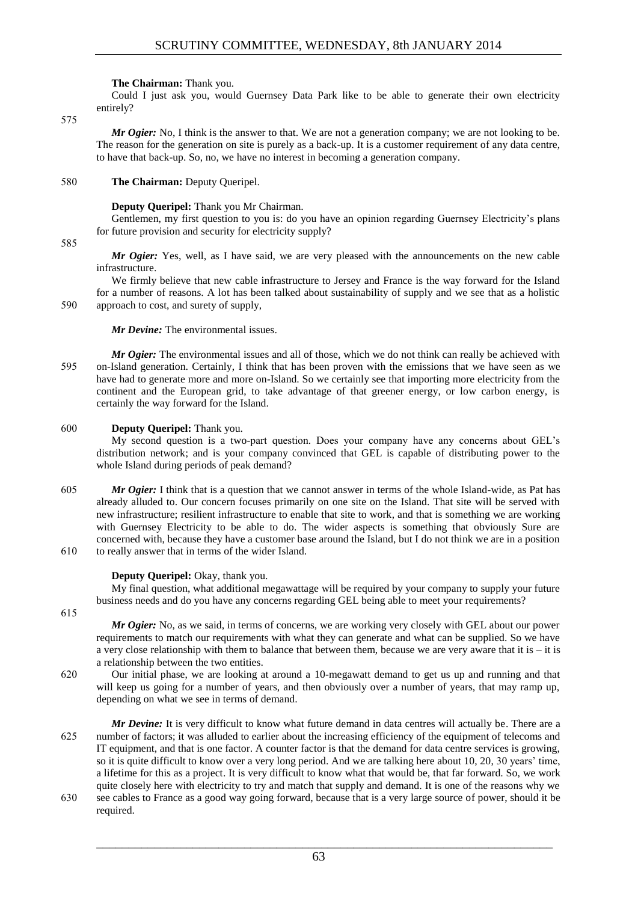**The Chairman:** Thank you.

Could I just ask you, would Guernsey Data Park like to be able to generate their own electricity entirely?

*Mr Ogier:* No, I think is the answer to that. We are not a generation company; we are not looking to be. The reason for the generation on site is purely as a back-up. It is a customer requirement of any data centre, to have that back-up. So, no, we have no interest in becoming a generation company.

**The Chairman:** Deputy Queripel.

**Deputy Queripel:** Thank you Mr Chairman.

Gentlemen, my first question to you is: do you have an opinion regarding Guernsey Electricity's plans for future provision and security for electricity supply?

*Mr Ogier:* Yes, well, as I have said, we are very pleased with the announcements on the new cable infrastructure.

We firmly believe that new cable infrastructure to Jersey and France is the way forward for the Island for a number of reasons. A lot has been talked about sustainability of supply and we see that as a holistic approach to cost, and surety of supply,

*Mr Devine:* The environmental issues.

*Mr Ogier:* The environmental issues and all of those, which we do not think can really be achieved with on-Island generation. Certainly, I think that has been proven with the emissions that we have seen as we have had to generate more and more on-Island. So we certainly see that importing more electricity from the continent and the European grid, to take advantage of that greener energy, or low carbon energy, is certainly the way forward for the Island.

**Deputy Queripel:** Thank you.

My second question is a two-part question. Does your company have any concerns about GEL's distribution network; and is your company convinced that GEL is capable of distributing power to the whole Island during periods of peak demand?

*Mr Ogier:* I think that is a question that we cannot answer in terms of the whole Island-wide, as Pat has already alluded to. Our concern focuses primarily on one site on the Island. That site will be served with new infrastructure; resilient infrastructure to enable that site to work, and that is something we are working with Guernsey Electricity to be able to do. The wider aspects is something that obviously Sure are concerned with, because they have a customer base around the Island, but I do not think we are in a position to really answer that in terms of the wider Island.

**Deputy Queripel:** Okay, thank you.

My final question, what additional megawattage will be required by your company to supply your future business needs and do you have any concerns regarding GEL being able to meet your requirements?

*Mr Ogier:* No, as we said, in terms of concerns, we are working very closely with GEL about our power requirements to match our requirements with what they can generate and what can be supplied. So we have a very close relationship with them to balance that between them, because we are very aware that it is – it is a relationship between the two entities.

Our initial phase, we are looking at around a 10-megawatt demand to get us up and running and that will keep us going for a number of years, and then obviously over a number of years, that may ramp up, depending on what we see in terms of demand.

*Mr Devine:* It is very difficult to know what future demand in data centres will actually be. There are a number of factors; it was alluded to earlier about the increasing efficiency of the equipment of telecoms and IT equipment, and that is one factor. A counter factor is that the demand for data centre services is growing, so it is quite difficult to know over a very long period. And we are talking here about 10, 20, 30 years' time, a lifetime for this as a project. It is very difficult to know what that would be, that far forward. So, we work quite closely here with electricity to try and match that supply and demand. It is one of the reasons why we see cables to France as a good way going forward, because that is a very large source of power, should it be required.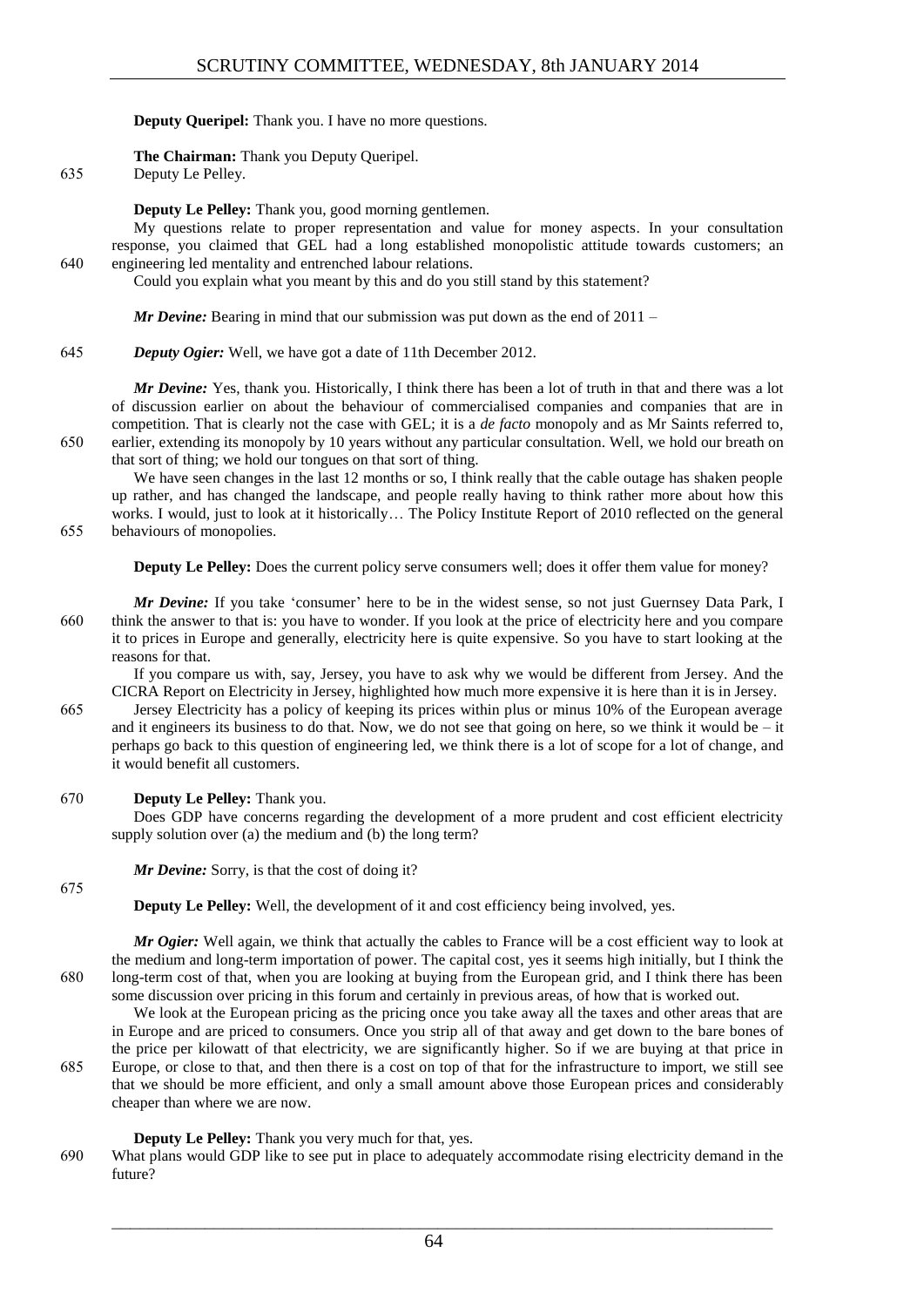**Deputy Queripel:** Thank you. I have no more questions.

**The Chairman:** Thank you Deputy Queripel.
Deputy Le Pelley.

**Deputy Le Pelley:** Thank you, good morning gentlemen.

My questions relate to proper representation and value for money aspects. In your consultation response, you claimed that GEL had a long established monopolistic attitude towards customers; an engineering led mentality and entrenched labour relations.

Could you explain what you meant by this and do you still stand by this statement?

***Mr Devine:*** Bearing in mind that our submission was put down as the end of 2011 –

***Deputy Ogier:*** Well, we have got a date of 11th December 2012.

***Mr Devine:*** Yes, thank you. Historically, I think there has been a lot of truth in that and there was a lot of discussion earlier on about the behaviour of commercialised companies and companies that are in competition. That is clearly not the case with GEL; it is a *de facto* monopoly and as Mr Saints referred to, earlier, extending its monopoly by 10 years without any particular consultation. Well, we hold our breath on that sort of thing; we hold our tongues on that sort of thing.

We have seen changes in the last 12 months or so, I think really that the cable outage has shaken people up rather, and has changed the landscape, and people really having to think rather more about how this works. I would, just to look at it historically… The Policy Institute Report of 2010 reflected on the general behaviours of monopolies.

**Deputy Le Pelley:** Does the current policy serve consumers well; does it offer them value for money?

***Mr Devine:*** If you take 'consumer' here to be in the widest sense, so not just Guernsey Data Park, I think the answer to that is: you have to wonder. If you look at the price of electricity here and you compare it to prices in Europe and generally, electricity here is quite expensive. So you have to start looking at the reasons for that.

If you compare us with, say, Jersey, you have to ask why we would be different from Jersey. And the CICRA Report on Electricity in Jersey, highlighted how much more expensive it is here than it is in Jersey. Jersey Electricity has a policy of keeping its prices within plus or minus 10% of the European average and it engineers its business to do that. Now, we do not see that going on here, so we think it would be – it perhaps go back to this question of engineering led, we think there is a lot of scope for a lot of change, and it would benefit all customers.

**Deputy Le Pelley:** Thank you.

Does GDP have concerns regarding the development of a more prudent and cost efficient electricity supply solution over (a) the medium and (b) the long term?

***Mr Devine:*** Sorry, is that the cost of doing it?

**Deputy Le Pelley:** Well, the development of it and cost efficiency being involved, yes.

***Mr Ogier:*** Well again, we think that actually the cables to France will be a cost efficient way to look at the medium and long-term importation of power. The capital cost, yes it seems high initially, but I think the long-term cost of that, when you are looking at buying from the European grid, and I think there has been some discussion over pricing in this forum and certainly in previous areas, of how that is worked out.

We look at the European pricing as the pricing once you take away all the taxes and other areas that are in Europe and are priced to consumers. Once you strip all of that away and get down to the bare bones of the price per kilowatt of that electricity, we are significantly higher. So if we are buying at that price in Europe, or close to that, and then there is a cost on top of that for the infrastructure to import, we still see that we should be more efficient, and only a small amount above those European prices and considerably cheaper than where we are now.

**Deputy Le Pelley:** Thank you very much for that, yes.

What plans would GDP like to see put in place to adequately accommodate rising electricity demand in the future?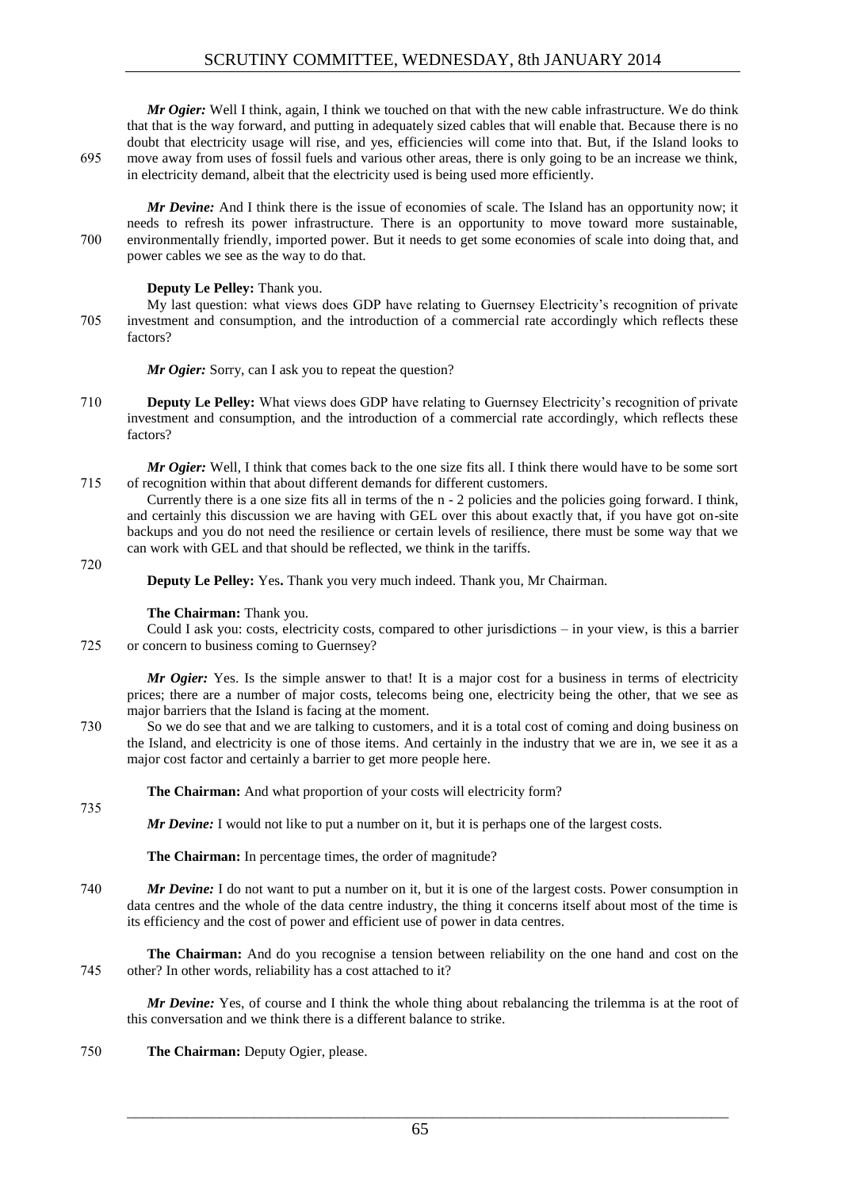*Mr Ogier:* Well I think, again, I think we touched on that with the new cable infrastructure. We do think that that is the way forward, and putting in adequately sized cables that will enable that. Because there is no doubt that electricity usage will rise, and yes, efficiencies will come into that. But, if the Island looks to move away from uses of fossil fuels and various other areas, there is only going to be an increase we think, in electricity demand, albeit that the electricity used is being used more efficiently.

*Mr Devine:* And I think there is the issue of economies of scale. The Island has an opportunity now; it needs to refresh its power infrastructure. There is an opportunity to move toward more sustainable, environmentally friendly, imported power. But it needs to get some economies of scale into doing that, and power cables we see as the way to do that.

**Deputy Le Pelley:** Thank you.

My last question: what views does GDP have relating to Guernsey Electricity's recognition of private investment and consumption, and the introduction of a commercial rate accordingly which reflects these factors?

*Mr Ogier:* Sorry, can I ask you to repeat the question?

**Deputy Le Pelley:** What views does GDP have relating to Guernsey Electricity's recognition of private investment and consumption, and the introduction of a commercial rate accordingly, which reflects these factors?

*Mr Ogier:* Well, I think that comes back to the one size fits all. I think there would have to be some sort of recognition within that about different demands for different customers.

Currently there is a one size fits all in terms of the n - 2 policies and the policies going forward. I think, and certainly this discussion we are having with GEL over this about exactly that, if you have got on-site backups and you do not need the resilience or certain levels of resilience, there must be some way that we can work with GEL and that should be reflected, we think in the tariffs.

**Deputy Le Pelley:** Yes**.** Thank you very much indeed. Thank you, Mr Chairman.

**The Chairman:** Thank you.

Could I ask you: costs, electricity costs, compared to other jurisdictions – in your view, is this a barrier or concern to business coming to Guernsey?

*Mr Ogier:* Yes. Is the simple answer to that! It is a major cost for a business in terms of electricity prices; there are a number of major costs, telecoms being one, electricity being the other, that we see as major barriers that the Island is facing at the moment.

So we do see that and we are talking to customers, and it is a total cost of coming and doing business on the Island, and electricity is one of those items. And certainly in the industry that we are in, we see it as a major cost factor and certainly a barrier to get more people here.

**The Chairman:** And what proportion of your costs will electricity form?

*Mr Devine:* I would not like to put a number on it, but it is perhaps one of the largest costs.

**The Chairman:** In percentage times, the order of magnitude?

*Mr Devine:* I do not want to put a number on it, but it is one of the largest costs. Power consumption in data centres and the whole of the data centre industry, the thing it concerns itself about most of the time is its efficiency and the cost of power and efficient use of power in data centres.

**The Chairman:** And do you recognise a tension between reliability on the one hand and cost on the other? In other words, reliability has a cost attached to it?

*Mr Devine:* Yes, of course and I think the whole thing about rebalancing the trilemma is at the root of this conversation and we think there is a different balance to strike.

**The Chairman:** Deputy Ogier, please.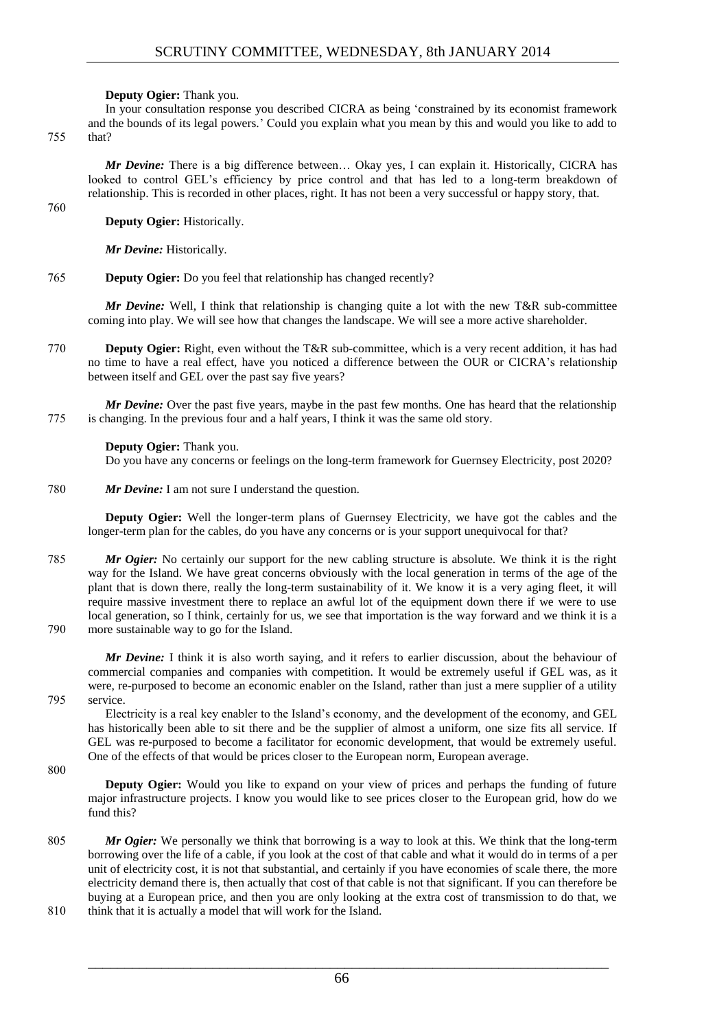**Deputy Ogier:** Thank you.

In your consultation response you described CICRA as being 'constrained by its economist framework and the bounds of its legal powers.' Could you explain what you mean by this and would you like to add to that?

*Mr Devine:* There is a big difference between… Okay yes, I can explain it. Historically, CICRA has looked to control GEL's efficiency by price control and that has led to a long-term breakdown of relationship. This is recorded in other places, right. It has not been a very successful or happy story, that.

**Deputy Ogier:** Historically.

*Mr Devine:* Historically.

**Deputy Ogier:** Do you feel that relationship has changed recently?

*Mr Devine:* Well, I think that relationship is changing quite a lot with the new T&R sub-committee coming into play. We will see how that changes the landscape. We will see a more active shareholder.

**Deputy Ogier:** Right, even without the T&R sub-committee, which is a very recent addition, it has had no time to have a real effect, have you noticed a difference between the OUR or CICRA's relationship between itself and GEL over the past say five years?

*Mr Devine:* Over the past five years, maybe in the past few months. One has heard that the relationship is changing. In the previous four and a half years, I think it was the same old story.

**Deputy Ogier:** Thank you.

Do you have any concerns or feelings on the long-term framework for Guernsey Electricity, post 2020?

*Mr Devine:* I am not sure I understand the question.

**Deputy Ogier:** Well the longer-term plans of Guernsey Electricity, we have got the cables and the longer-term plan for the cables, do you have any concerns or is your support unequivocal for that?

*Mr Ogier:* No certainly our support for the new cabling structure is absolute. We think it is the right way for the Island. We have great concerns obviously with the local generation in terms of the age of the plant that is down there, really the long-term sustainability of it. We know it is a very aging fleet, it will require massive investment there to replace an awful lot of the equipment down there if we were to use local generation, so I think, certainly for us, we see that importation is the way forward and we think it is a more sustainable way to go for the Island.

*Mr Devine:* I think it is also worth saying, and it refers to earlier discussion, about the behaviour of commercial companies and companies with competition. It would be extremely useful if GEL was, as it were, re-purposed to become an economic enabler on the Island, rather than just a mere supplier of a utility service.

Electricity is a real key enabler to the Island's economy, and the development of the economy, and GEL has historically been able to sit there and be the supplier of almost a uniform, one size fits all service. If GEL was re-purposed to become a facilitator for economic development, that would be extremely useful. One of the effects of that would be prices closer to the European norm, European average.

**Deputy Ogier:** Would you like to expand on your view of prices and perhaps the funding of future major infrastructure projects. I know you would like to see prices closer to the European grid, how do we fund this?

*Mr Ogier:* We personally we think that borrowing is a way to look at this. We think that the long-term borrowing over the life of a cable, if you look at the cost of that cable and what it would do in terms of a per unit of electricity cost, it is not that substantial, and certainly if you have economies of scale there, the more electricity demand there is, then actually that cost of that cable is not that significant. If you can therefore be buying at a European price, and then you are only looking at the extra cost of transmission to do that, we think that it is actually a model that will work for the Island.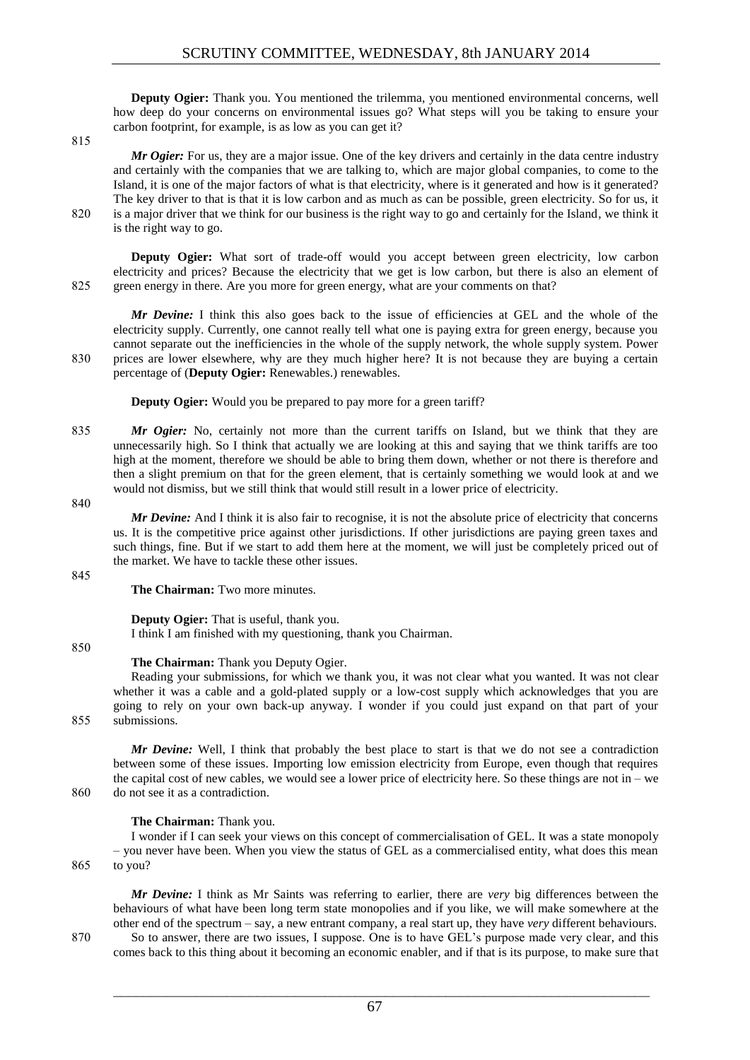**Deputy Ogier:** Thank you. You mentioned the trilemma, you mentioned environmental concerns, well how deep do your concerns on environmental issues go? What steps will you be taking to ensure your carbon footprint, for example, is as low as you can get it?

*Mr Ogier:* For us, they are a major issue. One of the key drivers and certainly in the data centre industry and certainly with the companies that we are talking to, which are major global companies, to come to the Island, it is one of the major factors of what is that electricity, where is it generated and how is it generated? The key driver to that is that it is low carbon and as much as can be possible, green electricity. So for us, it is a major driver that we think for our business is the right way to go and certainly for the Island, we think it is the right way to go.

**Deputy Ogier:** What sort of trade-off would you accept between green electricity, low carbon electricity and prices? Because the electricity that we get is low carbon, but there is also an element of green energy in there. Are you more for green energy, what are your comments on that?

*Mr Devine:* I think this also goes back to the issue of efficiencies at GEL and the whole of the electricity supply. Currently, one cannot really tell what one is paying extra for green energy, because you cannot separate out the inefficiencies in the whole of the supply network, the whole supply system. Power prices are lower elsewhere, why are they much higher here? It is not because they are buying a certain percentage of (**Deputy Ogier:** Renewables.) renewables.

**Deputy Ogier:** Would you be prepared to pay more for a green tariff?

*Mr Ogier:* No, certainly not more than the current tariffs on Island, but we think that they are unnecessarily high. So I think that actually we are looking at this and saying that we think tariffs are too high at the moment, therefore we should be able to bring them down, whether or not there is therefore and then a slight premium on that for the green element, that is certainly something we would look at and we would not dismiss, but we still think that would still result in a lower price of electricity.

*Mr Devine:* And I think it is also fair to recognise, it is not the absolute price of electricity that concerns us. It is the competitive price against other jurisdictions. If other jurisdictions are paying green taxes and such things, fine. But if we start to add them here at the moment, we will just be completely priced out of the market. We have to tackle these other issues.

**The Chairman:** Two more minutes.

**Deputy Ogier:** That is useful, thank you.

I think I am finished with my questioning, thank you Chairman.

**The Chairman:** Thank you Deputy Ogier.

Reading your submissions, for which we thank you, it was not clear what you wanted. It was not clear whether it was a cable and a gold-plated supply or a low-cost supply which acknowledges that you are going to rely on your own back-up anyway. I wonder if you could just expand on that part of your submissions.

*Mr Devine:* Well, I think that probably the best place to start is that we do not see a contradiction between some of these issues. Importing low emission electricity from Europe, even though that requires the capital cost of new cables, we would see a lower price of electricity here. So these things are not in – we do not see it as a contradiction.

**The Chairman:** Thank you.

I wonder if I can seek your views on this concept of commercialisation of GEL. It was a state monopoly – you never have been. When you view the status of GEL as a commercialised entity, what does this mean to you?

*Mr Devine:* I think as Mr Saints was referring to earlier, there are *very* big differences between the behaviours of what have been long term state monopolies and if you like, we will make somewhere at the other end of the spectrum – say, a new entrant company, a real start up, they have *very* different behaviours.

So to answer, there are two issues, I suppose. One is to have GEL's purpose made very clear, and this comes back to this thing about it becoming an economic enabler, and if that is its purpose, to make sure that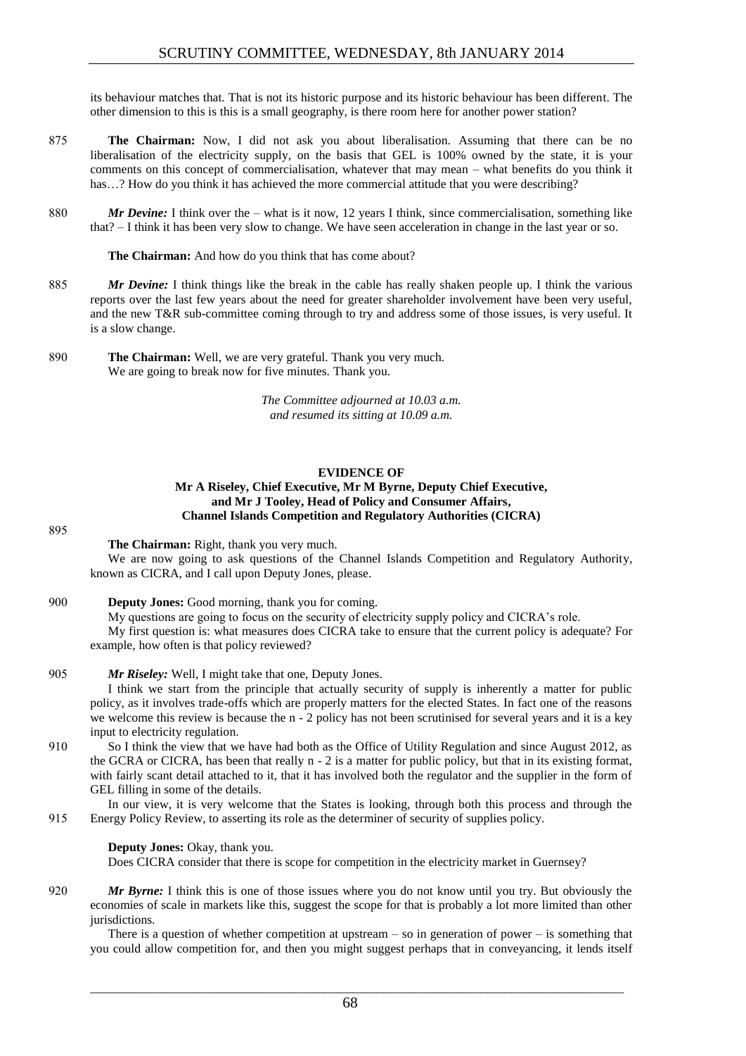its behaviour matches that. That is not its historic purpose and its historic behaviour has been different. The other dimension to this is this is a small geography, is there room here for another power station?

875 **The Chairman:** Now, I did not ask you about liberalisation. Assuming that there can be no liberalisation of the electricity supply, on the basis that GEL is 100% owned by the state, it is your comments on this concept of commercialisation, whatever that may mean – what benefits do you think it has…? How do you think it has achieved the more commercial attitude that you were describing?

880 ***Mr Devine:*** I think over the – what is it now, 12 years I think, since commercialisation, something like that? – I think it has been very slow to change. We have seen acceleration in change in the last year or so.

**The Chairman:** And how do you think that has come about?

885 ***Mr Devine:*** I think things like the break in the cable has really shaken people up. I think the various reports over the last few years about the need for greater shareholder involvement have been very useful, and the new T&R sub-committee coming through to try and address some of those issues, is very useful. It is a slow change.

890 **The Chairman:** Well, we are very grateful. Thank you very much.
We are going to break now for five minutes. Thank you.

*The Committee adjourned at 10.03 a.m.*
*and resumed its sitting at 10.09 a.m.*

## EVIDENCE OF
### Mr A Riseley, Chief Executive, Mr M Byrne, Deputy Chief Executive, and Mr J Tooley, Head of Policy and Consumer Affairs, Channel Islands Competition and Regulatory Authorities (CICRA)

895

**The Chairman:** Right, thank you very much.
We are now going to ask questions of the Channel Islands Competition and Regulatory Authority, known as CICRA, and I call upon Deputy Jones, please.

900 **Deputy Jones:** Good morning, thank you for coming.
My questions are going to focus on the security of electricity supply policy and CICRA's role.
My first question is: what measures does CICRA take to ensure that the current policy is adequate? For example, how often is that policy reviewed?

905 ***Mr Riseley:*** Well, I might take that one, Deputy Jones.
I think we start from the principle that actually security of supply is inherently a matter for public policy, as it involves trade-offs which are properly matters for the elected States. In fact one of the reasons we welcome this review is because the n - 2 policy has not been scrutinised for several years and it is a key input to electricity regulation.

910 So I think the view that we have had both as the Office of Utility Regulation and since August 2012, as the GCRA or CICRA, has been that really n - 2 is a matter for public policy, but that in its existing format, with fairly scant detail attached to it, that it has involved both the regulator and the supplier in the form of GEL filling in some of the details.

In our view, it is very welcome that the States is looking, through both this process and through the

915 Energy Policy Review, to asserting its role as the determiner of security of supplies policy.

**Deputy Jones:** Okay, thank you.
Does CICRA consider that there is scope for competition in the electricity market in Guernsey?

920 ***Mr Byrne:*** I think this is one of those issues where you do not know until you try. But obviously the economies of scale in markets like this, suggest the scope for that is probably a lot more limited than other jurisdictions.

There is a question of whether competition at upstream – so in generation of power – is something that you could allow competition for, and then you might suggest perhaps that in conveyancing, it lends itself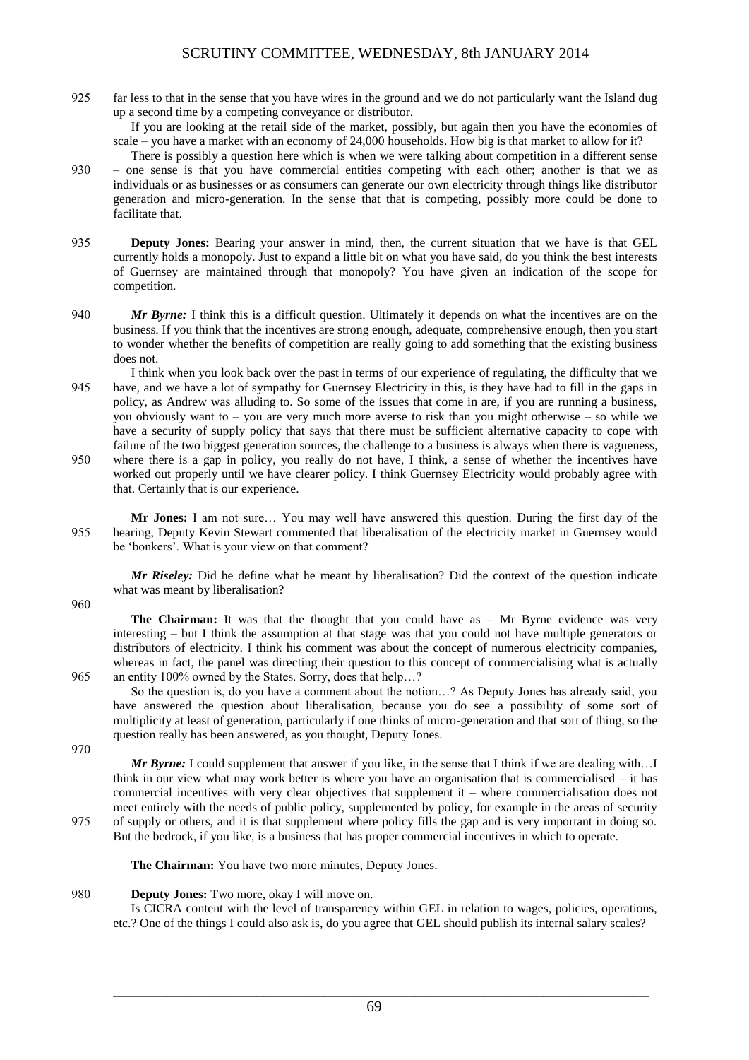far less to that in the sense that you have wires in the ground and we do not particularly want the Island dug up a second time by a competing conveyance or distributor.

If you are looking at the retail side of the market, possibly, but again then you have the economies of scale – you have a market with an economy of 24,000 households. How big is that market to allow for it?

There is possibly a question here which is when we were talking about competition in a different sense – one sense is that you have commercial entities competing with each other; another is that we as individuals or as businesses or as consumers can generate our own electricity through things like distributor generation and micro-generation. In the sense that that is competing, possibly more could be done to facilitate that.

**Deputy Jones:** Bearing your answer in mind, then, the current situation that we have is that GEL currently holds a monopoly. Just to expand a little bit on what you have said, do you think the best interests of Guernsey are maintained through that monopoly? You have given an indication of the scope for competition.

***Mr Byrne:*** I think this is a difficult question. Ultimately it depends on what the incentives are on the business. If you think that the incentives are strong enough, adequate, comprehensive enough, then you start to wonder whether the benefits of competition are really going to add something that the existing business does not.

I think when you look back over the past in terms of our experience of regulating, the difficulty that we have, and we have a lot of sympathy for Guernsey Electricity in this, is they have had to fill in the gaps in policy, as Andrew was alluding to. So some of the issues that come in are, if you are running a business, you obviously want to – you are very much more averse to risk than you might otherwise – so while we have a security of supply policy that says that there must be sufficient alternative capacity to cope with failure of the two biggest generation sources, the challenge to a business is always when there is vagueness, where there is a gap in policy, you really do not have, I think, a sense of whether the incentives have worked out properly until we have clearer policy. I think Guernsey Electricity would probably agree with that. Certainly that is our experience.

**Mr Jones:** I am not sure… You may well have answered this question. During the first day of the hearing, Deputy Kevin Stewart commented that liberalisation of the electricity market in Guernsey would be 'bonkers'. What is your view on that comment?

***Mr Riseley:*** Did he define what he meant by liberalisation? Did the context of the question indicate what was meant by liberalisation?

**The Chairman:** It was that the thought that you could have as – Mr Byrne evidence was very interesting – but I think the assumption at that stage was that you could not have multiple generators or distributors of electricity. I think his comment was about the concept of numerous electricity companies, whereas in fact, the panel was directing their question to this concept of commercialising what is actually an entity 100% owned by the States. Sorry, does that help…?

So the question is, do you have a comment about the notion…? As Deputy Jones has already said, you have answered the question about liberalisation, because you do see a possibility of some sort of multiplicity at least of generation, particularly if one thinks of micro-generation and that sort of thing, so the question really has been answered, as you thought, Deputy Jones.

***Mr Byrne:*** I could supplement that answer if you like, in the sense that I think if we are dealing with…I think in our view what may work better is where you have an organisation that is commercialised – it has commercial incentives with very clear objectives that supplement it – where commercialisation does not meet entirely with the needs of public policy, supplemented by policy, for example in the areas of security of supply or others, and it is that supplement where policy fills the gap and is very important in doing so. But the bedrock, if you like, is a business that has proper commercial incentives in which to operate.

**The Chairman:** You have two more minutes, Deputy Jones.

**Deputy Jones:** Two more, okay I will move on.

Is CICRA content with the level of transparency within GEL in relation to wages, policies, operations, etc.? One of the things I could also ask is, do you agree that GEL should publish its internal salary scales?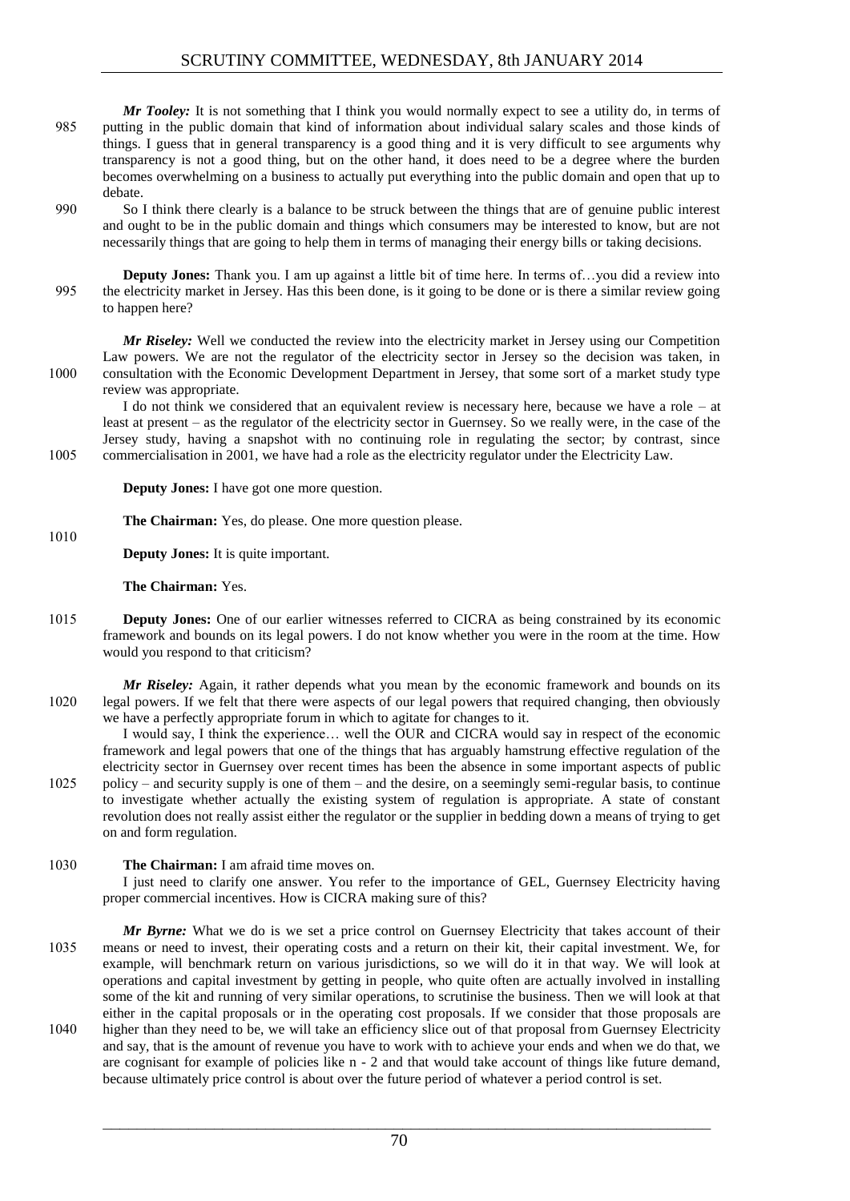*Mr Tooley:* It is not something that I think you would normally expect to see a utility do, in terms of putting in the public domain that kind of information about individual salary scales and those kinds of things. I guess that in general transparency is a good thing and it is very difficult to see arguments why transparency is not a good thing, but on the other hand, it does need to be a degree where the burden becomes overwhelming on a business to actually put everything into the public domain and open that up to debate.

So I think there clearly is a balance to be struck between the things that are of genuine public interest and ought to be in the public domain and things which consumers may be interested to know, but are not necessarily things that are going to help them in terms of managing their energy bills or taking decisions.

**Deputy Jones:** Thank you. I am up against a little bit of time here. In terms of…you did a review into the electricity market in Jersey. Has this been done, is it going to be done or is there a similar review going to happen here?

*Mr Riseley:* Well we conducted the review into the electricity market in Jersey using our Competition Law powers. We are not the regulator of the electricity sector in Jersey so the decision was taken, in consultation with the Economic Development Department in Jersey, that some sort of a market study type review was appropriate.

I do not think we considered that an equivalent review is necessary here, because we have a role – at least at present – as the regulator of the electricity sector in Guernsey. So we really were, in the case of the Jersey study, having a snapshot with no continuing role in regulating the sector; by contrast, since commercialisation in 2001, we have had a role as the electricity regulator under the Electricity Law.

**Deputy Jones:** I have got one more question.

**The Chairman:** Yes, do please. One more question please.

**Deputy Jones:** It is quite important.

**The Chairman:** Yes.

**Deputy Jones:** One of our earlier witnesses referred to CICRA as being constrained by its economic framework and bounds on its legal powers. I do not know whether you were in the room at the time. How would you respond to that criticism?

*Mr Riseley:* Again, it rather depends what you mean by the economic framework and bounds on its legal powers. If we felt that there were aspects of our legal powers that required changing, then obviously we have a perfectly appropriate forum in which to agitate for changes to it.

I would say, I think the experience… well the OUR and CICRA would say in respect of the economic framework and legal powers that one of the things that has arguably hamstrung effective regulation of the electricity sector in Guernsey over recent times has been the absence in some important aspects of public policy – and security supply is one of them – and the desire, on a seemingly semi-regular basis, to continue to investigate whether actually the existing system of regulation is appropriate. A state of constant revolution does not really assist either the regulator or the supplier in bedding down a means of trying to get on and form regulation.

**The Chairman:** I am afraid time moves on.

I just need to clarify one answer. You refer to the importance of GEL, Guernsey Electricity having proper commercial incentives. How is CICRA making sure of this?

*Mr Byrne:* What we do is we set a price control on Guernsey Electricity that takes account of their means or need to invest, their operating costs and a return on their kit, their capital investment. We, for example, will benchmark return on various jurisdictions, so we will do it in that way. We will look at operations and capital investment by getting in people, who quite often are actually involved in installing some of the kit and running of very similar operations, to scrutinise the business. Then we will look at that either in the capital proposals or in the operating cost proposals. If we consider that those proposals are higher than they need to be, we will take an efficiency slice out of that proposal from Guernsey Electricity and say, that is the amount of revenue you have to work with to achieve your ends and when we do that, we are cognisant for example of policies like n - 2 and that would take account of things like future demand, because ultimately price control is about over the future period of whatever a period control is set.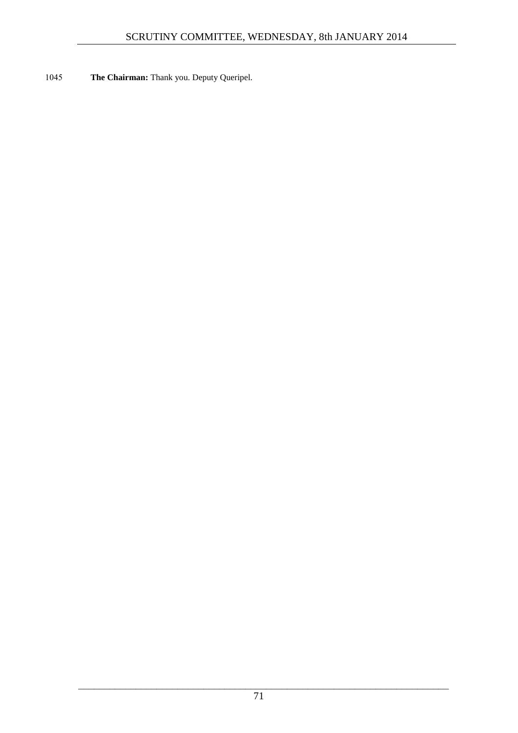1045 **The Chairman:** Thank you. Deputy Queripel.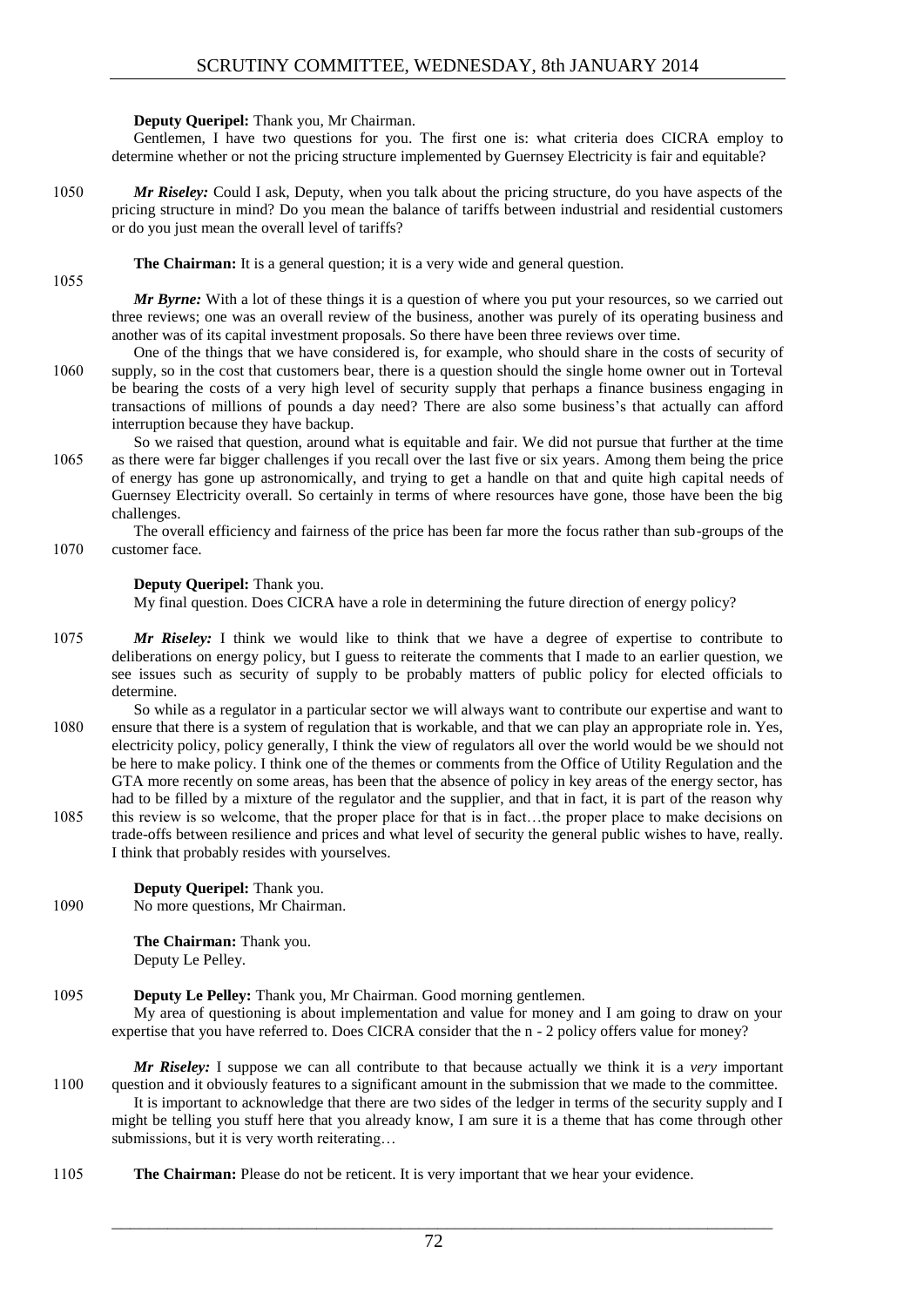**Deputy Queripel:** Thank you, Mr Chairman.

Gentlemen, I have two questions for you. The first one is: what criteria does CICRA employ to determine whether or not the pricing structure implemented by Guernsey Electricity is fair and equitable?

1050 ***Mr Riseley:*** Could I ask, Deputy, when you talk about the pricing structure, do you have aspects of the pricing structure in mind? Do you mean the balance of tariffs between industrial and residential customers or do you just mean the overall level of tariffs?

**The Chairman:** It is a general question; it is a very wide and general question.

1055

***Mr Byrne:*** With a lot of these things it is a question of where you put your resources, so we carried out three reviews; one was an overall review of the business, another was purely of its operating business and another was of its capital investment proposals. So there have been three reviews over time.

One of the things that we have considered is, for example, who should share in the costs of security of 1060 supply, so in the cost that customers bear, there is a question should the single home owner out in Torteval be bearing the costs of a very high level of security supply that perhaps a finance business engaging in transactions of millions of pounds a day need? There are also some business's that actually can afford interruption because they have backup.

So we raised that question, around what is equitable and fair. We did not pursue that further at the time 1065 as there were far bigger challenges if you recall over the last five or six years. Among them being the price of energy has gone up astronomically, and trying to get a handle on that and quite high capital needs of Guernsey Electricity overall. So certainly in terms of where resources have gone, those have been the big challenges.

The overall efficiency and fairness of the price has been far more the focus rather than sub-groups of the 1070 customer face.

**Deputy Queripel:** Thank you.

My final question. Does CICRA have a role in determining the future direction of energy policy?

1075 ***Mr Riseley:*** I think we would like to think that we have a degree of expertise to contribute to deliberations on energy policy, but I guess to reiterate the comments that I made to an earlier question, we see issues such as security of supply to be probably matters of public policy for elected officials to determine.

So while as a regulator in a particular sector we will always want to contribute our expertise and want to 1080 ensure that there is a system of regulation that is workable, and that we can play an appropriate role in. Yes, electricity policy, policy generally, I think the view of regulators all over the world would be we should not be here to make policy. I think one of the themes or comments from the Office of Utility Regulation and the GTA more recently on some areas, has been that the absence of policy in key areas of the energy sector, has had to be filled by a mixture of the regulator and the supplier, and that in fact, it is part of the reason why 1085 this review is so welcome, that the proper place for that is in fact…the proper place to make decisions on trade-offs between resilience and prices and what level of security the general public wishes to have, really. I think that probably resides with yourselves.

**Deputy Queripel:** Thank you.

1090 No more questions, Mr Chairman.

**The Chairman:** Thank you.

Deputy Le Pelley.

1095 **Deputy Le Pelley:** Thank you, Mr Chairman. Good morning gentlemen.

My area of questioning is about implementation and value for money and I am going to draw on your expertise that you have referred to. Does CICRA consider that the n - 2 policy offers value for money?

***Mr Riseley:*** I suppose we can all contribute to that because actually we think it is a *very* important 1100 question and it obviously features to a significant amount in the submission that we made to the committee.

It is important to acknowledge that there are two sides of the ledger in terms of the security supply and I might be telling you stuff here that you already know, I am sure it is a theme that has come through other submissions, but it is very worth reiterating…

1105 **The Chairman:** Please do not be reticent. It is very important that we hear your evidence.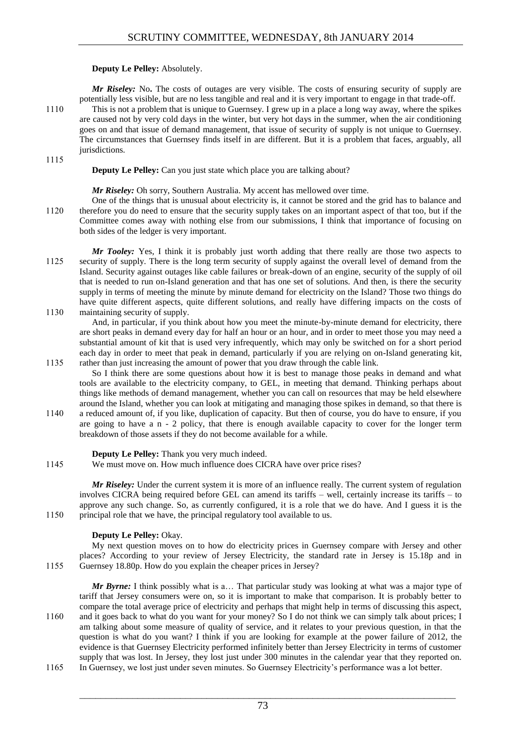**Deputy Le Pelley:** Absolutely.

*Mr Riseley:* No**.** The costs of outages are very visible. The costs of ensuring security of supply are potentially less visible, but are no less tangible and real and it is very important to engage in that trade-off.

This is not a problem that is unique to Guernsey. I grew up in a place a long way away, where the spikes are caused not by very cold days in the winter, but very hot days in the summer, when the air conditioning goes on and that issue of demand management, that issue of security of supply is not unique to Guernsey. The circumstances that Guernsey finds itself in are different. But it is a problem that faces, arguably, all jurisdictions.

**Deputy Le Pelley:** Can you just state which place you are talking about?

*Mr Riseley:* Oh sorry, Southern Australia. My accent has mellowed over time.

One of the things that is unusual about electricity is, it cannot be stored and the grid has to balance and therefore you do need to ensure that the security supply takes on an important aspect of that too, but if the Committee comes away with nothing else from our submissions, I think that importance of focusing on both sides of the ledger is very important.

*Mr Tooley:* Yes, I think it is probably just worth adding that there really are those two aspects to security of supply. There is the long term security of supply against the overall level of demand from the Island. Security against outages like cable failures or break-down of an engine, security of the supply of oil that is needed to run on-Island generation and that has one set of solutions. And then, is there the security supply in terms of meeting the minute by minute demand for electricity on the Island? Those two things do have quite different aspects, quite different solutions, and really have differing impacts on the costs of maintaining security of supply.

And, in particular, if you think about how you meet the minute-by-minute demand for electricity, there are short peaks in demand every day for half an hour or an hour, and in order to meet those you may need a substantial amount of kit that is used very infrequently, which may only be switched on for a short period each day in order to meet that peak in demand, particularly if you are relying on on-Island generating kit, rather than just increasing the amount of power that you draw through the cable link.

So I think there are some questions about how it is best to manage those peaks in demand and what tools are available to the electricity company, to GEL, in meeting that demand. Thinking perhaps about things like methods of demand management, whether you can call on resources that may be held elsewhere around the Island, whether you can look at mitigating and managing those spikes in demand, so that there is a reduced amount of, if you like, duplication of capacity. But then of course, you do have to ensure, if you are going to have a n - 2 policy, that there is enough available capacity to cover for the longer term breakdown of those assets if they do not become available for a while.

**Deputy Le Pelley:** Thank you very much indeed.

We must move on. How much influence does CICRA have over price rises?

*Mr Riseley:* Under the current system it is more of an influence really. The current system of regulation involves CICRA being required before GEL can amend its tariffs – well, certainly increase its tariffs – to approve any such change. So, as currently configured, it is a role that we do have. And I guess it is the principal role that we have, the principal regulatory tool available to us.

**Deputy Le Pelley:** Okay.

My next question moves on to how do electricity prices in Guernsey compare with Jersey and other places? According to your review of Jersey Electricity, the standard rate in Jersey is 15.18p and in Guernsey 18.80p. How do you explain the cheaper prices in Jersey?

*Mr Byrne:* I think possibly what is a… That particular study was looking at what was a major type of tariff that Jersey consumers were on, so it is important to make that comparison. It is probably better to compare the total average price of electricity and perhaps that might help in terms of discussing this aspect, and it goes back to what do you want for your money? So I do not think we can simply talk about prices; I am talking about some measure of quality of service, and it relates to your previous question, in that the question is what do you want? I think if you are looking for example at the power failure of 2012, the evidence is that Guernsey Electricity performed infinitely better than Jersey Electricity in terms of customer supply that was lost. In Jersey, they lost just under 300 minutes in the calendar year that they reported on. In Guernsey, we lost just under seven minutes. So Guernsey Electricity's performance was a lot better.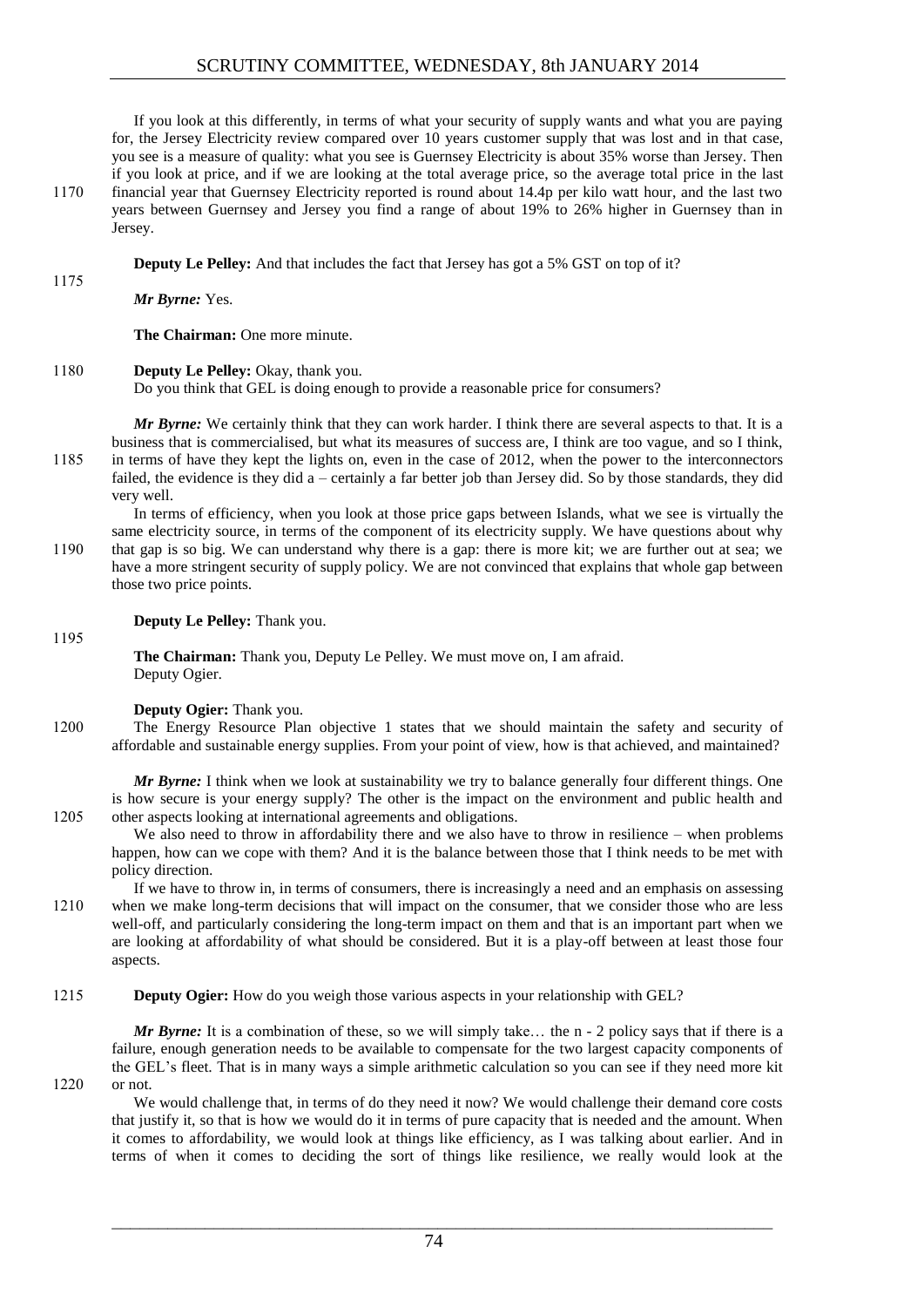If you look at this differently, in terms of what your security of supply wants and what you are paying for, the Jersey Electricity review compared over 10 years customer supply that was lost and in that case, you see is a measure of quality: what you see is Guernsey Electricity is about 35% worse than Jersey. Then if you look at price, and if we are looking at the total average price, so the average total price in the last financial year that Guernsey Electricity reported is round about 14.4p per kilo watt hour, and the last two years between Guernsey and Jersey you find a range of about 19% to 26% higher in Guernsey than in Jersey.

**Deputy Le Pelley:** And that includes the fact that Jersey has got a 5% GST on top of it?

***Mr Byrne:*** Yes.

**The Chairman:** One more minute.

**Deputy Le Pelley:** Okay, thank you.
Do you think that GEL is doing enough to provide a reasonable price for consumers?

***Mr Byrne:*** We certainly think that they can work harder. I think there are several aspects to that. It is a business that is commercialised, but what its measures of success are, I think are too vague, and so I think, in terms of have they kept the lights on, even in the case of 2012, when the power to the interconnectors failed, the evidence is they did a – certainly a far better job than Jersey did. So by those standards, they did very well.

In terms of efficiency, when you look at those price gaps between Islands, what we see is virtually the same electricity source, in terms of the component of its electricity supply. We have questions about why that gap is so big. We can understand why there is a gap: there is more kit; we are further out at sea; we have a more stringent security of supply policy. We are not convinced that explains that whole gap between those two price points.

**Deputy Le Pelley:** Thank you.

**The Chairman:** Thank you, Deputy Le Pelley. We must move on, I am afraid.
Deputy Ogier.

**Deputy Ogier:** Thank you.
The Energy Resource Plan objective 1 states that we should maintain the safety and security of affordable and sustainable energy supplies. From your point of view, how is that achieved, and maintained?

***Mr Byrne:*** I think when we look at sustainability we try to balance generally four different things. One is how secure is your energy supply? The other is the impact on the environment and public health and other aspects looking at international agreements and obligations.

We also need to throw in affordability there and we also have to throw in resilience – when problems happen, how can we cope with them? And it is the balance between those that I think needs to be met with policy direction.

If we have to throw in, in terms of consumers, there is increasingly a need and an emphasis on assessing when we make long-term decisions that will impact on the consumer, that we consider those who are less well-off, and particularly considering the long-term impact on them and that is an important part when we are looking at affordability of what should be considered. But it is a play-off between at least those four aspects.

**Deputy Ogier:** How do you weigh those various aspects in your relationship with GEL?

***Mr Byrne:*** It is a combination of these, so we will simply take… the n - 2 policy says that if there is a failure, enough generation needs to be available to compensate for the two largest capacity components of the GEL's fleet. That is in many ways a simple arithmetic calculation so you can see if they need more kit or not.

We would challenge that, in terms of do they need it now? We would challenge their demand core costs that justify it, so that is how we would do it in terms of pure capacity that is needed and the amount. When it comes to affordability, we would look at things like efficiency, as I was talking about earlier. And in terms of when it comes to deciding the sort of things like resilience, we really would look at the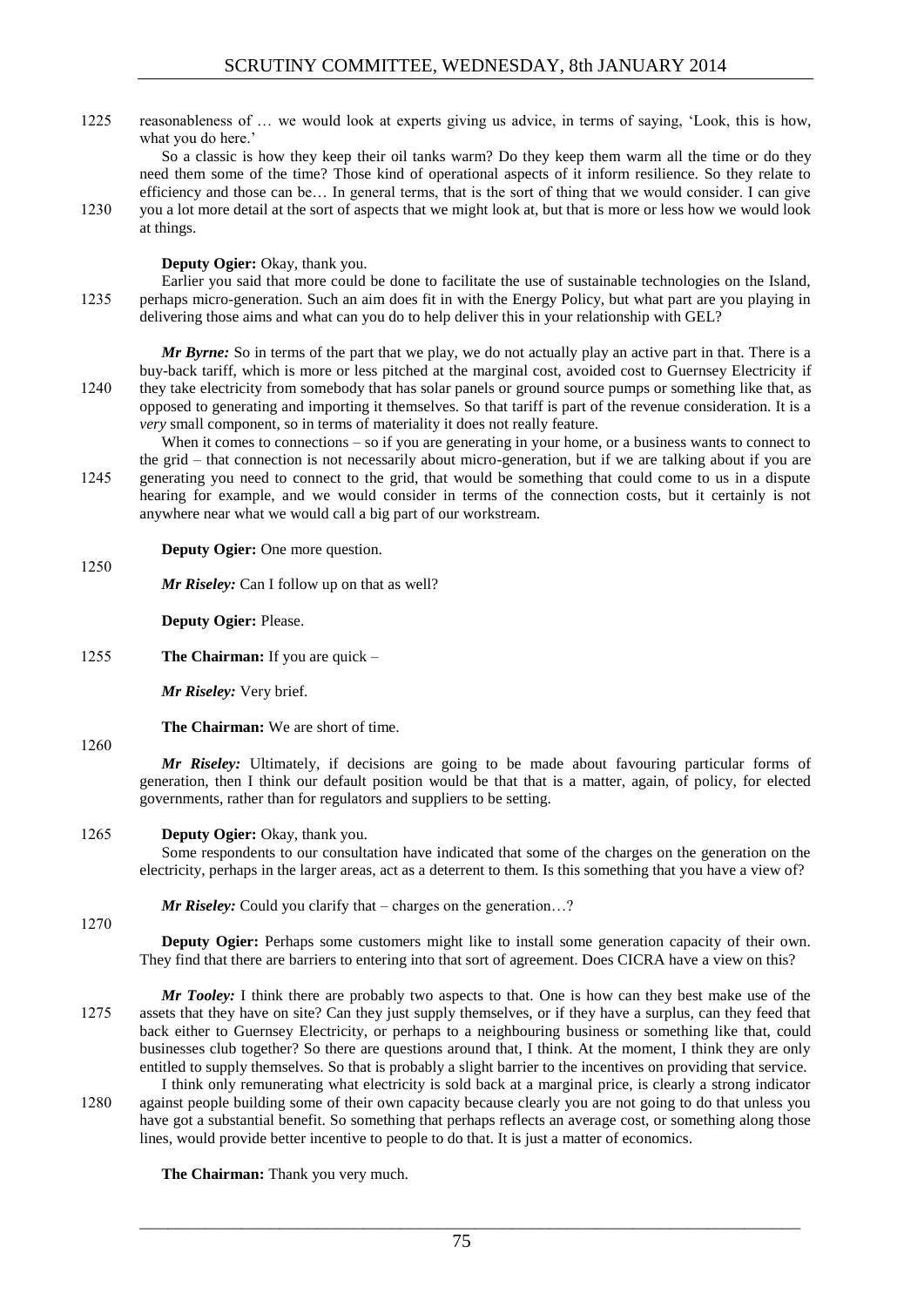reasonableness of … we would look at experts giving us advice, in terms of saying, 'Look, this is how, what you do here.'

So a classic is how they keep their oil tanks warm? Do they keep them warm all the time or do they need them some of the time? Those kind of operational aspects of it inform resilience. So they relate to efficiency and those can be… In general terms, that is the sort of thing that we would consider. I can give you a lot more detail at the sort of aspects that we might look at, but that is more or less how we would look at things.

**Deputy Ogier:** Okay, thank you.

Earlier you said that more could be done to facilitate the use of sustainable technologies on the Island, perhaps micro-generation. Such an aim does fit in with the Energy Policy, but what part are you playing in delivering those aims and what can you do to help deliver this in your relationship with GEL?

***Mr Byrne:*** So in terms of the part that we play, we do not actually play an active part in that. There is a buy-back tariff, which is more or less pitched at the marginal cost, avoided cost to Guernsey Electricity if they take electricity from somebody that has solar panels or ground source pumps or something like that, as opposed to generating and importing it themselves. So that tariff is part of the revenue consideration. It is a *very* small component, so in terms of materiality it does not really feature.

When it comes to connections – so if you are generating in your home, or a business wants to connect to the grid – that connection is not necessarily about micro-generation, but if we are talking about if you are generating you need to connect to the grid, that would be something that could come to us in a dispute hearing for example, and we would consider in terms of the connection costs, but it certainly is not anywhere near what we would call a big part of our workstream.

**Deputy Ogier:** One more question.

***Mr Riseley:*** Can I follow up on that as well?

**Deputy Ogier:** Please.

**The Chairman:** If you are quick –

***Mr Riseley:*** Very brief.

**The Chairman:** We are short of time.

***Mr Riseley:*** Ultimately, if decisions are going to be made about favouring particular forms of generation, then I think our default position would be that that is a matter, again, of policy, for elected governments, rather than for regulators and suppliers to be setting.

**Deputy Ogier:** Okay, thank you.

Some respondents to our consultation have indicated that some of the charges on the generation on the electricity, perhaps in the larger areas, act as a deterrent to them. Is this something that you have a view of?

***Mr Riseley:*** Could you clarify that – charges on the generation…?

**Deputy Ogier:** Perhaps some customers might like to install some generation capacity of their own. They find that there are barriers to entering into that sort of agreement. Does CICRA have a view on this?

***Mr Tooley:*** I think there are probably two aspects to that. One is how can they best make use of the assets that they have on site? Can they just supply themselves, or if they have a surplus, can they feed that back either to Guernsey Electricity, or perhaps to a neighbouring business or something like that, could businesses club together? So there are questions around that, I think. At the moment, I think they are only entitled to supply themselves. So that is probably a slight barrier to the incentives on providing that service.

I think only remunerating what electricity is sold back at a marginal price, is clearly a strong indicator against people building some of their own capacity because clearly you are not going to do that unless you have got a substantial benefit. So something that perhaps reflects an average cost, or something along those lines, would provide better incentive to people to do that. It is just a matter of economics.

**The Chairman:** Thank you very much.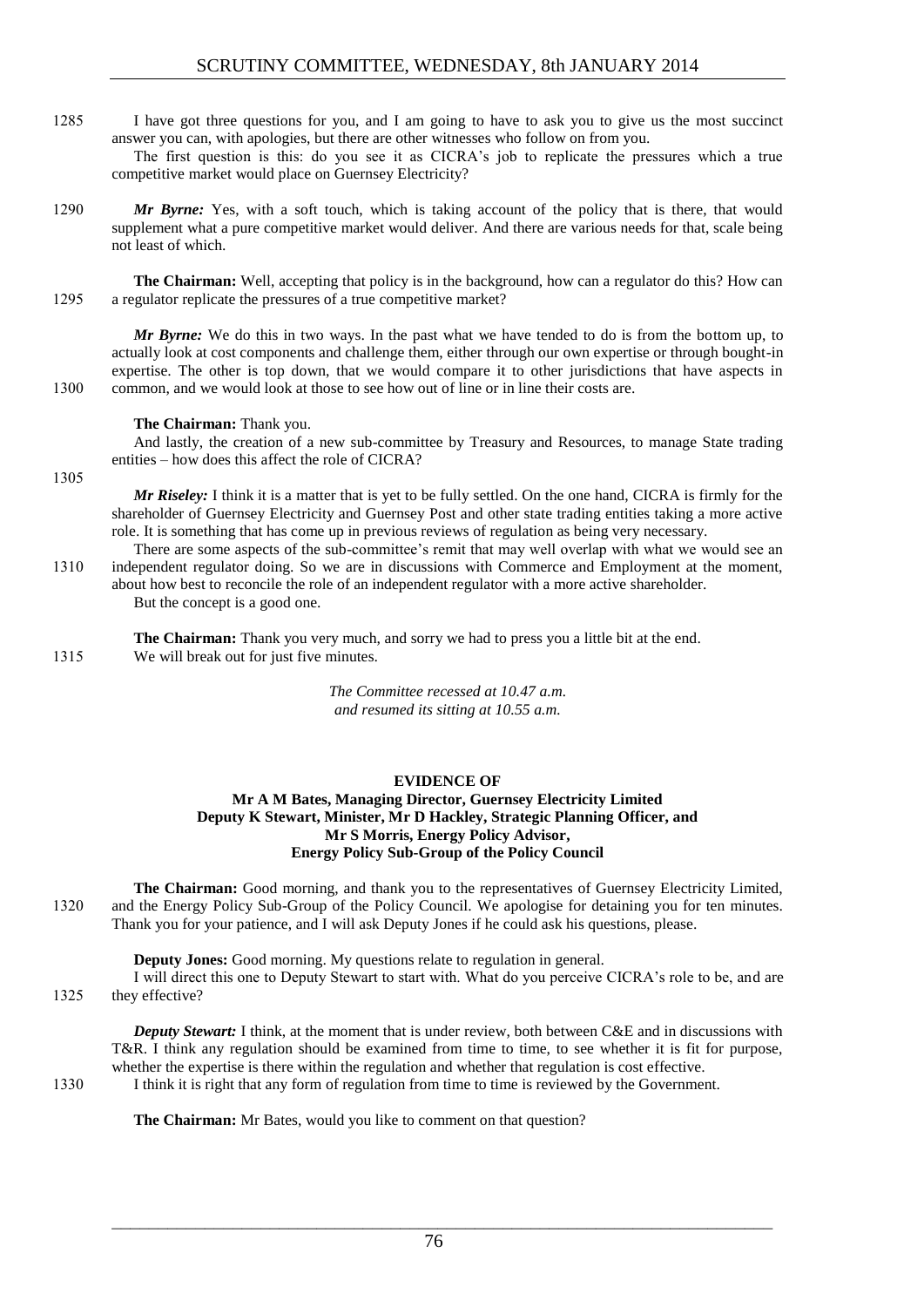I have got three questions for you, and I am going to have to ask you to give us the most succinct answer you can, with apologies, but there are other witnesses who follow on from you.

The first question is this: do you see it as CICRA's job to replicate the pressures which a true competitive market would place on Guernsey Electricity?

***Mr Byrne:*** Yes, with a soft touch, which is taking account of the policy that is there, that would supplement what a pure competitive market would deliver. And there are various needs for that, scale being not least of which.

**The Chairman:** Well, accepting that policy is in the background, how can a regulator do this? How can a regulator replicate the pressures of a true competitive market?

***Mr Byrne:*** We do this in two ways. In the past what we have tended to do is from the bottom up, to actually look at cost components and challenge them, either through our own expertise or through bought-in expertise. The other is top down, that we would compare it to other jurisdictions that have aspects in common, and we would look at those to see how out of line or in line their costs are.

**The Chairman:** Thank you.

And lastly, the creation of a new sub-committee by Treasury and Resources, to manage State trading entities – how does this affect the role of CICRA?

***Mr Riseley:*** I think it is a matter that is yet to be fully settled. On the one hand, CICRA is firmly for the shareholder of Guernsey Electricity and Guernsey Post and other state trading entities taking a more active role. It is something that has come up in previous reviews of regulation as being very necessary.

There are some aspects of the sub-committee's remit that may well overlap with what we would see an independent regulator doing. So we are in discussions with Commerce and Employment at the moment, about how best to reconcile the role of an independent regulator with a more active shareholder.

But the concept is a good one.

**The Chairman:** Thank you very much, and sorry we had to press you a little bit at the end.

We will break out for just five minutes.

*The Committee recessed at 10.47 a.m.*
*and resumed its sitting at 10.55 a.m.*

## EVIDENCE OF
### Mr A M Bates, Managing Director, Guernsey Electricity Limited
### Deputy K Stewart, Minister, Mr D Hackley, Strategic Planning Officer, and
### Mr S Morris, Energy Policy Advisor,
### Energy Policy Sub-Group of the Policy Council

**The Chairman:** Good morning, and thank you to the representatives of Guernsey Electricity Limited, and the Energy Policy Sub-Group of the Policy Council. We apologise for detaining you for ten minutes. Thank you for your patience, and I will ask Deputy Jones if he could ask his questions, please.

**Deputy Jones:** Good morning. My questions relate to regulation in general.

I will direct this one to Deputy Stewart to start with. What do you perceive CICRA's role to be, and are they effective?

***Deputy Stewart:*** I think, at the moment that is under review, both between C&E and in discussions with T&R. I think any regulation should be examined from time to time, to see whether it is fit for purpose, whether the expertise is there within the regulation and whether that regulation is cost effective.

I think it is right that any form of regulation from time to time is reviewed by the Government.

**The Chairman:** Mr Bates, would you like to comment on that question?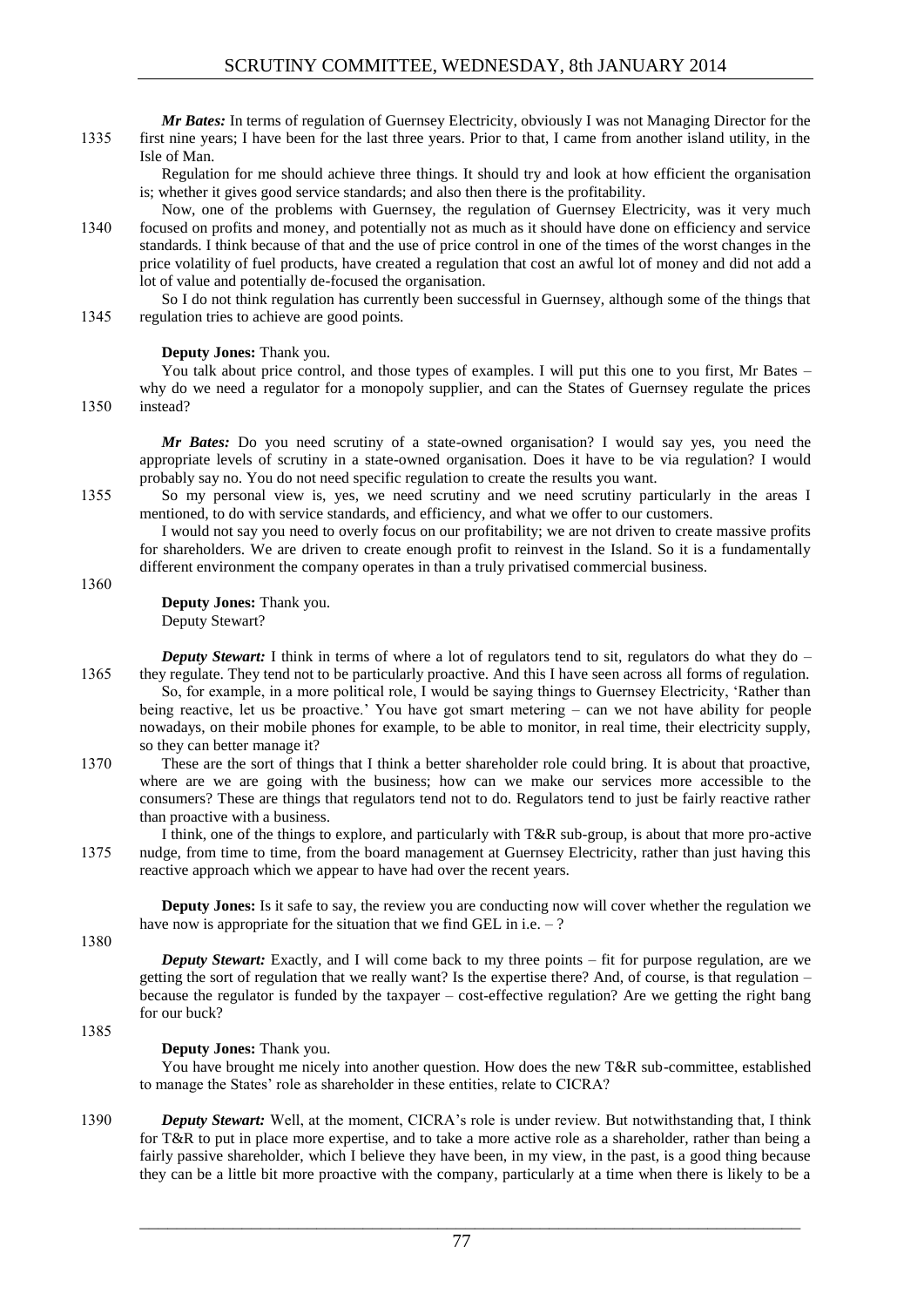***Mr Bates:*** In terms of regulation of Guernsey Electricity, obviously I was not Managing Director for the first nine years; I have been for the last three years. Prior to that, I came from another island utility, in the Isle of Man.

Regulation for me should achieve three things. It should try and look at how efficient the organisation is; whether it gives good service standards; and also then there is the profitability.

Now, one of the problems with Guernsey, the regulation of Guernsey Electricity, was it very much focused on profits and money, and potentially not as much as it should have done on efficiency and service standards. I think because of that and the use of price control in one of the times of the worst changes in the price volatility of fuel products, have created a regulation that cost an awful lot of money and did not add a lot of value and potentially de-focused the organisation.

So I do not think regulation has currently been successful in Guernsey, although some of the things that regulation tries to achieve are good points.

**Deputy Jones:** Thank you.

You talk about price control, and those types of examples. I will put this one to you first, Mr Bates – why do we need a regulator for a monopoly supplier, and can the States of Guernsey regulate the prices instead?

***Mr Bates:*** Do you need scrutiny of a state-owned organisation? I would say yes, you need the appropriate levels of scrutiny in a state-owned organisation. Does it have to be via regulation? I would probably say no. You do not need specific regulation to create the results you want.

So my personal view is, yes, we need scrutiny and we need scrutiny particularly in the areas I mentioned, to do with service standards, and efficiency, and what we offer to our customers.

I would not say you need to overly focus on our profitability; we are not driven to create massive profits for shareholders. We are driven to create enough profit to reinvest in the Island. So it is a fundamentally different environment the company operates in than a truly privatised commercial business.

**Deputy Jones:** Thank you.

Deputy Stewart?

***Deputy Stewart:*** I think in terms of where a lot of regulators tend to sit, regulators do what they do – they regulate. They tend not to be particularly proactive. And this I have seen across all forms of regulation.

So, for example, in a more political role, I would be saying things to Guernsey Electricity, 'Rather than being reactive, let us be proactive.' You have got smart metering – can we not have ability for people nowadays, on their mobile phones for example, to be able to monitor, in real time, their electricity supply, so they can better manage it?

These are the sort of things that I think a better shareholder role could bring. It is about that proactive, where are we are going with the business; how can we make our services more accessible to the consumers? These are things that regulators tend not to do. Regulators tend to just be fairly reactive rather than proactive with a business.

I think, one of the things to explore, and particularly with T&R sub-group, is about that more pro-active nudge, from time to time, from the board management at Guernsey Electricity, rather than just having this reactive approach which we appear to have had over the recent years.

**Deputy Jones:** Is it safe to say, the review you are conducting now will cover whether the regulation we have now is appropriate for the situation that we find GEL in i.e. – ?

***Deputy Stewart:*** Exactly, and I will come back to my three points – fit for purpose regulation, are we getting the sort of regulation that we really want? Is the expertise there? And, of course, is that regulation – because the regulator is funded by the taxpayer – cost-effective regulation? Are we getting the right bang for our buck?

**Deputy Jones:** Thank you.

You have brought me nicely into another question. How does the new T&R sub-committee, established to manage the States' role as shareholder in these entities, relate to CICRA?

***Deputy Stewart:*** Well, at the moment, CICRA's role is under review. But notwithstanding that, I think for T&R to put in place more expertise, and to take a more active role as a shareholder, rather than being a fairly passive shareholder, which I believe they have been, in my view, in the past, is a good thing because they can be a little bit more proactive with the company, particularly at a time when there is likely to be a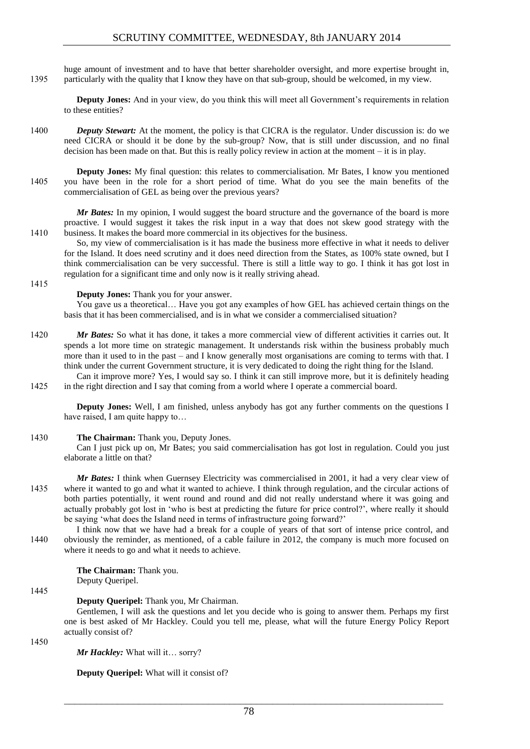huge amount of investment and to have that better shareholder oversight, and more expertise brought in, particularly with the quality that I know they have on that sub-group, should be welcomed, in my view.

**Deputy Jones:** And in your view, do you think this will meet all Government's requirements in relation to these entities?

***Deputy Stewart:*** At the moment, the policy is that CICRA is the regulator. Under discussion is: do we need CICRA or should it be done by the sub-group? Now, that is still under discussion, and no final decision has been made on that. But this is really policy review in action at the moment – it is in play.

**Deputy Jones:** My final question: this relates to commercialisation. Mr Bates, I know you mentioned you have been in the role for a short period of time. What do you see the main benefits of the commercialisation of GEL as being over the previous years?

***Mr Bates:*** In my opinion, I would suggest the board structure and the governance of the board is more proactive. I would suggest it takes the risk input in a way that does not skew good strategy with the business. It makes the board more commercial in its objectives for the business.

So, my view of commercialisation is it has made the business more effective in what it needs to deliver for the Island. It does need scrutiny and it does need direction from the States, as 100% state owned, but I think commercialisation can be very successful. There is still a little way to go. I think it has got lost in regulation for a significant time and only now is it really striving ahead.

**Deputy Jones:** Thank you for your answer.

You gave us a theoretical… Have you got any examples of how GEL has achieved certain things on the basis that it has been commercialised, and is in what we consider a commercialised situation?

***Mr Bates:*** So what it has done, it takes a more commercial view of different activities it carries out. It spends a lot more time on strategic management. It understands risk within the business probably much more than it used to in the past – and I know generally most organisations are coming to terms with that. I think under the current Government structure, it is very dedicated to doing the right thing for the Island.

Can it improve more? Yes, I would say so. I think it can still improve more, but it is definitely heading in the right direction and I say that coming from a world where I operate a commercial board.

**Deputy Jones:** Well, I am finished, unless anybody has got any further comments on the questions I have raised, I am quite happy to…

**The Chairman:** Thank you, Deputy Jones.

Can I just pick up on, Mr Bates; you said commercialisation has got lost in regulation. Could you just elaborate a little on that?

***Mr Bates:*** I think when Guernsey Electricity was commercialised in 2001, it had a very clear view of where it wanted to go and what it wanted to achieve. I think through regulation, and the circular actions of both parties potentially, it went round and round and did not really understand where it was going and actually probably got lost in 'who is best at predicting the future for price control?', where really it should be saying 'what does the Island need in terms of infrastructure going forward?'

I think now that we have had a break for a couple of years of that sort of intense price control, and obviously the reminder, as mentioned, of a cable failure in 2012, the company is much more focused on where it needs to go and what it needs to achieve.

**The Chairman:** Thank you.

Deputy Queripel.

**Deputy Queripel:** Thank you, Mr Chairman.

Gentlemen, I will ask the questions and let you decide who is going to answer them. Perhaps my first one is best asked of Mr Hackley. Could you tell me, please, what will the future Energy Policy Report actually consist of?

***Mr Hackley:*** What will it… sorry?

**Deputy Queripel:** What will it consist of?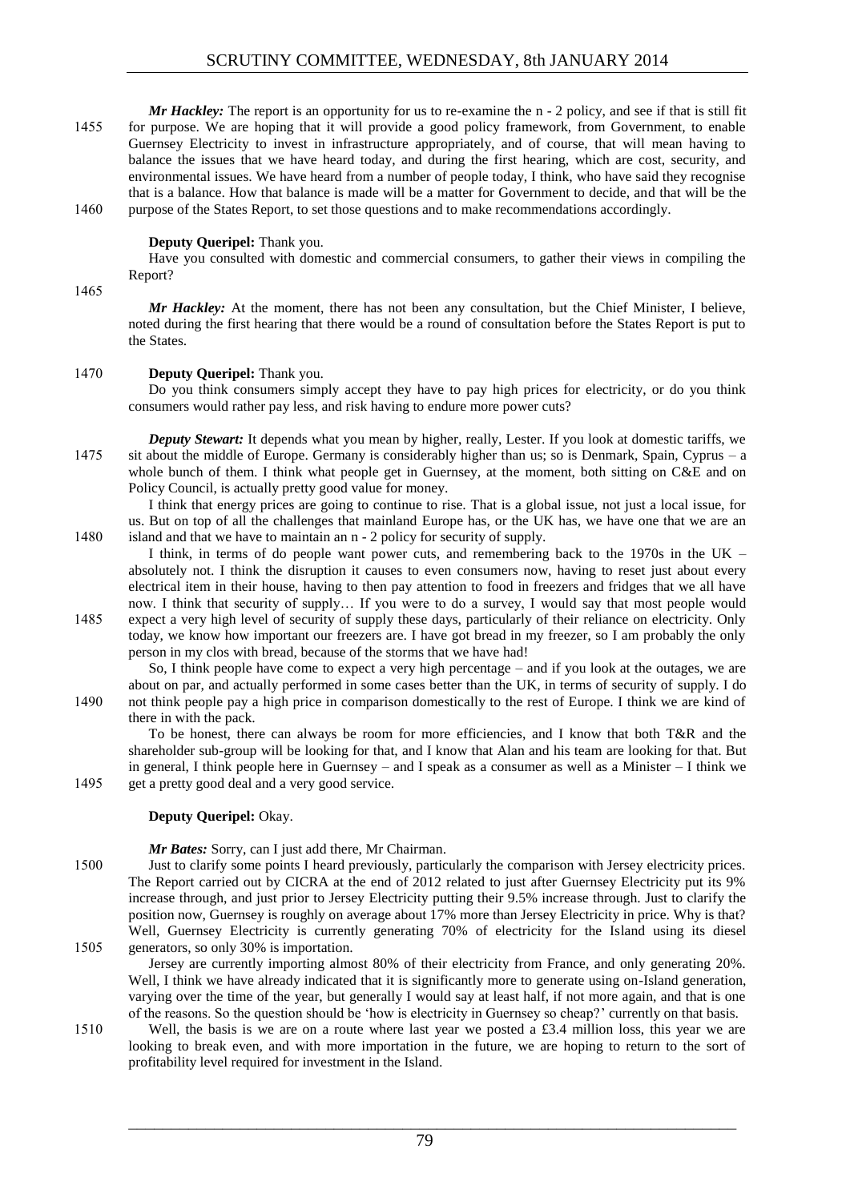*Mr Hackley:* The report is an opportunity for us to re-examine the n - 2 policy, and see if that is still fit for purpose. We are hoping that it will provide a good policy framework, from Government, to enable Guernsey Electricity to invest in infrastructure appropriately, and of course, that will mean having to balance the issues that we have heard today, and during the first hearing, which are cost, security, and environmental issues. We have heard from a number of people today, I think, who have said they recognise that is a balance. How that balance is made will be a matter for Government to decide, and that will be the purpose of the States Report, to set those questions and to make recommendations accordingly.

**Deputy Queripel:** Thank you.

Have you consulted with domestic and commercial consumers, to gather their views in compiling the Report?

*Mr Hackley:* At the moment, there has not been any consultation, but the Chief Minister, I believe, noted during the first hearing that there would be a round of consultation before the States Report is put to the States.

**Deputy Queripel:** Thank you.

Do you think consumers simply accept they have to pay high prices for electricity, or do you think consumers would rather pay less, and risk having to endure more power cuts?

*Deputy Stewart:* It depends what you mean by higher, really, Lester. If you look at domestic tariffs, we sit about the middle of Europe. Germany is considerably higher than us; so is Denmark, Spain, Cyprus – a whole bunch of them. I think what people get in Guernsey, at the moment, both sitting on C&E and on Policy Council, is actually pretty good value for money.

I think that energy prices are going to continue to rise. That is a global issue, not just a local issue, for us. But on top of all the challenges that mainland Europe has, or the UK has, we have one that we are an island and that we have to maintain an n - 2 policy for security of supply.

I think, in terms of do people want power cuts, and remembering back to the 1970s in the UK – absolutely not. I think the disruption it causes to even consumers now, having to reset just about every electrical item in their house, having to then pay attention to food in freezers and fridges that we all have now. I think that security of supply… If you were to do a survey, I would say that most people would expect a very high level of security of supply these days, particularly of their reliance on electricity. Only today, we know how important our freezers are. I have got bread in my freezer, so I am probably the only person in my clos with bread, because of the storms that we have had!

So, I think people have come to expect a very high percentage – and if you look at the outages, we are about on par, and actually performed in some cases better than the UK, in terms of security of supply. I do not think people pay a high price in comparison domestically to the rest of Europe. I think we are kind of there in with the pack.

To be honest, there can always be room for more efficiencies, and I know that both T&R and the shareholder sub-group will be looking for that, and I know that Alan and his team are looking for that. But in general, I think people here in Guernsey – and I speak as a consumer as well as a Minister – I think we get a pretty good deal and a very good service.

**Deputy Queripel:** Okay.

*Mr Bates:* Sorry, can I just add there, Mr Chairman.

Just to clarify some points I heard previously, particularly the comparison with Jersey electricity prices. The Report carried out by CICRA at the end of 2012 related to just after Guernsey Electricity put its 9% increase through, and just prior to Jersey Electricity putting their 9.5% increase through. Just to clarify the position now, Guernsey is roughly on average about 17% more than Jersey Electricity in price. Why is that? Well, Guernsey Electricity is currently generating 70% of electricity for the Island using its diesel generators, so only 30% is importation.

Jersey are currently importing almost 80% of their electricity from France, and only generating 20%. Well, I think we have already indicated that it is significantly more to generate using on-Island generation, varying over the time of the year, but generally I would say at least half, if not more again, and that is one of the reasons. So the question should be 'how is electricity in Guernsey so cheap?' currently on that basis.

Well, the basis is we are on a route where last year we posted a £3.4 million loss, this year we are looking to break even, and with more importation in the future, we are hoping to return to the sort of profitability level required for investment in the Island.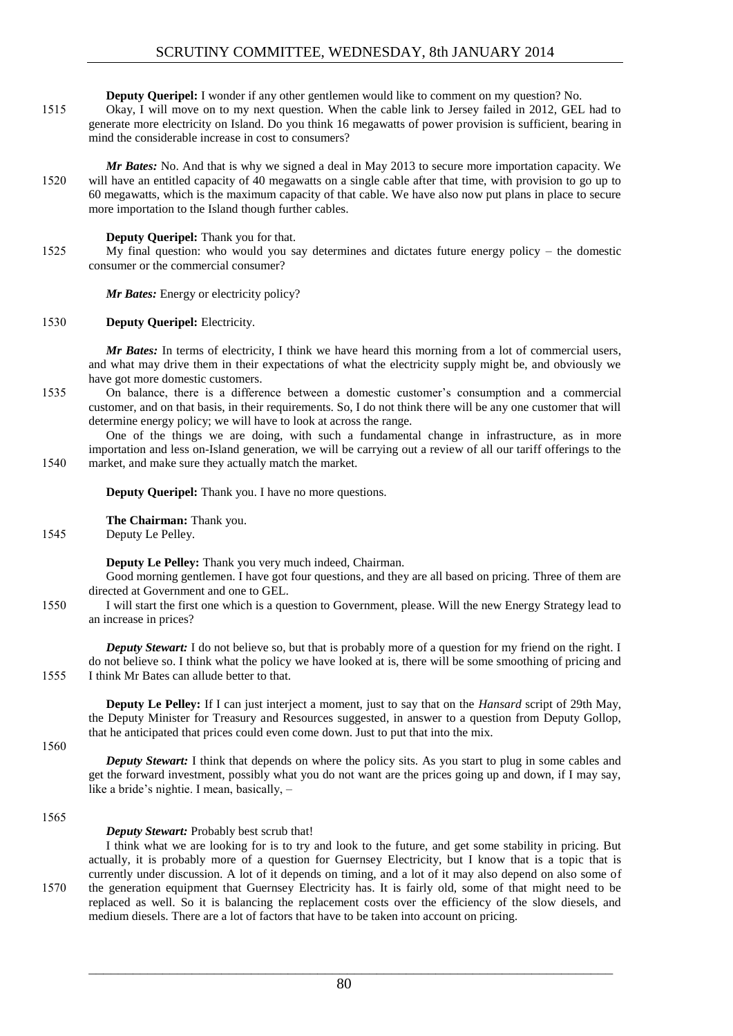**Deputy Queripel:** I wonder if any other gentlemen would like to comment on my question? No.

1515 Okay, I will move on to my next question. When the cable link to Jersey failed in 2012, GEL had to generate more electricity on Island. Do you think 16 megawatts of power provision is sufficient, bearing in mind the considerable increase in cost to consumers?

***Mr Bates:*** No. And that is why we signed a deal in May 2013 to secure more importation capacity. We 1520 will have an entitled capacity of 40 megawatts on a single cable after that time, with provision to go up to 60 megawatts, which is the maximum capacity of that cable. We have also now put plans in place to secure more importation to the Island though further cables.

**Deputy Queripel:** Thank you for that.

1525 My final question: who would you say determines and dictates future energy policy – the domestic consumer or the commercial consumer?

***Mr Bates:*** Energy or electricity policy?

1530 **Deputy Queripel:** Electricity.

***Mr Bates:*** In terms of electricity, I think we have heard this morning from a lot of commercial users, and what may drive them in their expectations of what the electricity supply might be, and obviously we have got more domestic customers.

1535 On balance, there is a difference between a domestic customer's consumption and a commercial customer, and on that basis, in their requirements. So, I do not think there will be any one customer that will determine energy policy; we will have to look at across the range.

One of the things we are doing, with such a fundamental change in infrastructure, as in more importation and less on-Island generation, we will be carrying out a review of all our tariff offerings to the 1540 market, and make sure they actually match the market.

**Deputy Queripel:** Thank you. I have no more questions.

**The Chairman:** Thank you.

1545 Deputy Le Pelley.

**Deputy Le Pelley:** Thank you very much indeed, Chairman.

Good morning gentlemen. I have got four questions, and they are all based on pricing. Three of them are directed at Government and one to GEL.

1550 I will start the first one which is a question to Government, please. Will the new Energy Strategy lead to an increase in prices?

***Deputy Stewart:*** I do not believe so, but that is probably more of a question for my friend on the right. I do not believe so. I think what the policy we have looked at is, there will be some smoothing of pricing and 1555 I think Mr Bates can allude better to that.

**Deputy Le Pelley:** If I can just interject a moment, just to say that on the *Hansard* script of 29th May, the Deputy Minister for Treasury and Resources suggested, in answer to a question from Deputy Gollop, that he anticipated that prices could even come down. Just to put that into the mix.

1560

***Deputy Stewart:*** I think that depends on where the policy sits. As you start to plug in some cables and get the forward investment, possibly what you do not want are the prices going up and down, if I may say, like a bride's nightie. I mean, basically, –

1565

***Deputy Stewart:*** Probably best scrub that!

I think what we are looking for is to try and look to the future, and get some stability in pricing. But actually, it is probably more of a question for Guernsey Electricity, but I know that is a topic that is currently under discussion. A lot of it depends on timing, and a lot of it may also depend on also some of 1570 the generation equipment that Guernsey Electricity has. It is fairly old, some of that might need to be replaced as well. So it is balancing the replacement costs over the efficiency of the slow diesels, and medium diesels. There are a lot of factors that have to be taken into account on pricing.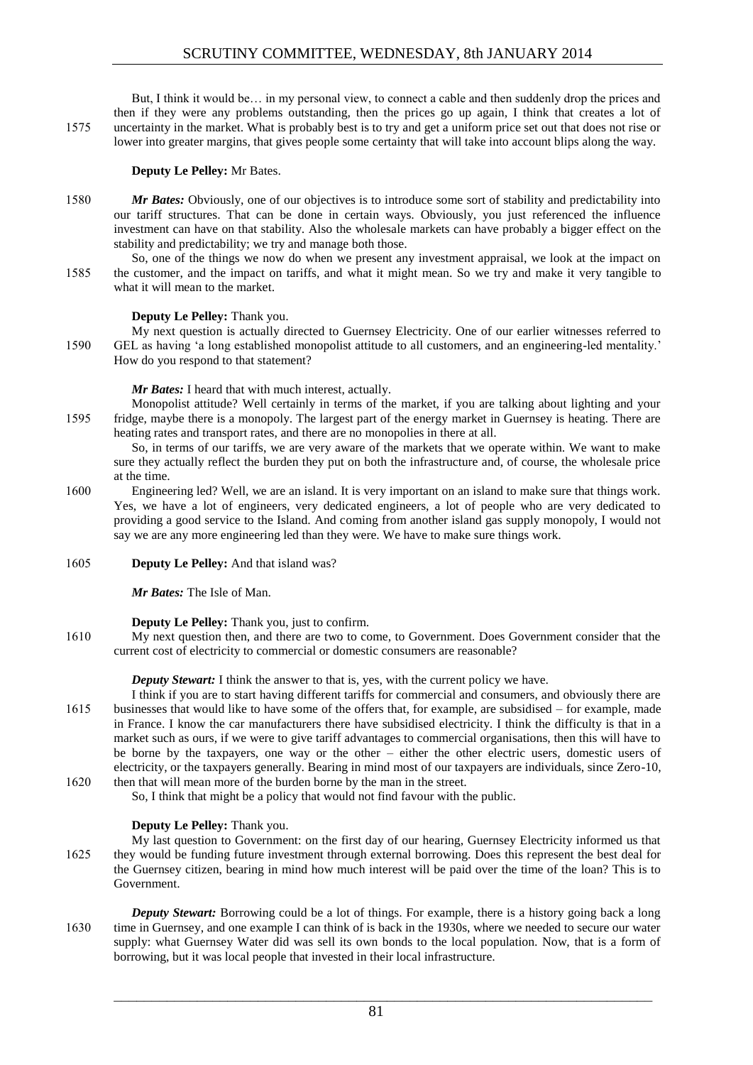But, I think it would be… in my personal view, to connect a cable and then suddenly drop the prices and then if they were any problems outstanding, then the prices go up again, I think that creates a lot of uncertainty in the market. What is probably best is to try and get a uniform price set out that does not rise or lower into greater margins, that gives people some certainty that will take into account blips along the way.

**Deputy Le Pelley:** Mr Bates.

***Mr Bates:*** Obviously, one of our objectives is to introduce some sort of stability and predictability into our tariff structures. That can be done in certain ways. Obviously, you just referenced the influence investment can have on that stability. Also the wholesale markets can have probably a bigger effect on the stability and predictability; we try and manage both those.

So, one of the things we now do when we present any investment appraisal, we look at the impact on the customer, and the impact on tariffs, and what it might mean. So we try and make it very tangible to what it will mean to the market.

**Deputy Le Pelley:** Thank you.

My next question is actually directed to Guernsey Electricity. One of our earlier witnesses referred to GEL as having 'a long established monopolist attitude to all customers, and an engineering-led mentality.' How do you respond to that statement?

***Mr Bates:*** I heard that with much interest, actually.

Monopolist attitude? Well certainly in terms of the market, if you are talking about lighting and your fridge, maybe there is a monopoly. The largest part of the energy market in Guernsey is heating. There are heating rates and transport rates, and there are no monopolies in there at all.

So, in terms of our tariffs, we are very aware of the markets that we operate within. We want to make sure they actually reflect the burden they put on both the infrastructure and, of course, the wholesale price at the time.

Engineering led? Well, we are an island. It is very important on an island to make sure that things work. Yes, we have a lot of engineers, very dedicated engineers, a lot of people who are very dedicated to providing a good service to the Island. And coming from another island gas supply monopoly, I would not say we are any more engineering led than they were. We have to make sure things work.

**Deputy Le Pelley:** And that island was?

***Mr Bates:*** The Isle of Man.

**Deputy Le Pelley:** Thank you, just to confirm.

My next question then, and there are two to come, to Government. Does Government consider that the current cost of electricity to commercial or domestic consumers are reasonable?

***Deputy Stewart:*** I think the answer to that is, yes, with the current policy we have.

I think if you are to start having different tariffs for commercial and consumers, and obviously there are businesses that would like to have some of the offers that, for example, are subsidised – for example, made in France. I know the car manufacturers there have subsidised electricity. I think the difficulty is that in a market such as ours, if we were to give tariff advantages to commercial organisations, then this will have to be borne by the taxpayers, one way or the other – either the other electric users, domestic users of electricity, or the taxpayers generally. Bearing in mind most of our taxpayers are individuals, since Zero-10, then that will mean more of the burden borne by the man in the street.

So, I think that might be a policy that would not find favour with the public.

**Deputy Le Pelley:** Thank you.

My last question to Government: on the first day of our hearing, Guernsey Electricity informed us that they would be funding future investment through external borrowing. Does this represent the best deal for the Guernsey citizen, bearing in mind how much interest will be paid over the time of the loan? This is to Government.

***Deputy Stewart:*** Borrowing could be a lot of things. For example, there is a history going back a long time in Guernsey, and one example I can think of is back in the 1930s, where we needed to secure our water supply: what Guernsey Water did was sell its own bonds to the local population. Now, that is a form of borrowing, but it was local people that invested in their local infrastructure.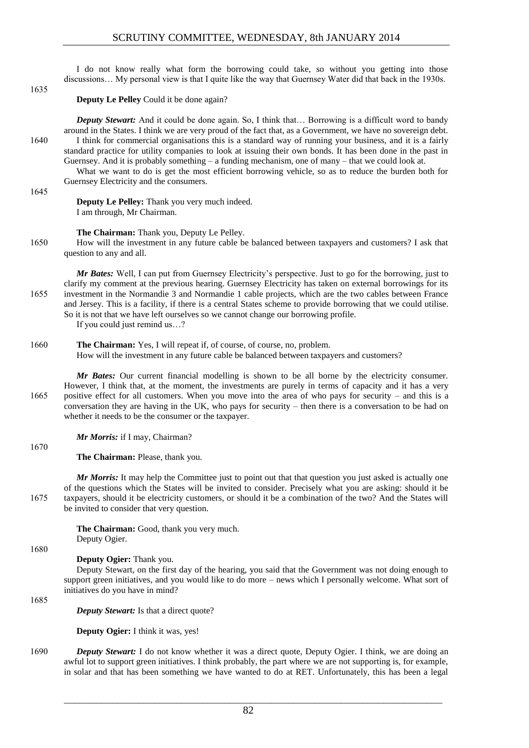I do not know really what form the borrowing could take, so without you getting into those discussions… My personal view is that I quite like the way that Guernsey Water did that back in the 1930s.

**Deputy Le Pelley** Could it be done again?

***Deputy Stewart:*** And it could be done again. So, I think that… Borrowing is a difficult word to bandy around in the States. I think we are very proud of the fact that, as a Government, we have no sovereign debt. I think for commercial organisations this is a standard way of running your business, and it is a fairly standard practice for utility companies to look at issuing their own bonds. It has been done in the past in Guernsey. And it is probably something – a funding mechanism, one of many – that we could look at.

What we want to do is get the most efficient borrowing vehicle, so as to reduce the burden both for Guernsey Electricity and the consumers.

**Deputy Le Pelley:** Thank you very much indeed.
I am through, Mr Chairman.

**The Chairman:** Thank you, Deputy Le Pelley.
How will the investment in any future cable be balanced between taxpayers and customers? I ask that question to any and all.

***Mr Bates:*** Well, I can put from Guernsey Electricity's perspective. Just to go for the borrowing, just to clarify my comment at the previous hearing. Guernsey Electricity has taken on external borrowings for its investment in the Normandie 3 and Normandie 1 cable projects, which are the two cables between France and Jersey. This is a facility, if there is a central States scheme to provide borrowing that we could utilise. So it is not that we have left ourselves so we cannot change our borrowing profile.
If you could just remind us…?

**The Chairman:** Yes, I will repeat if, of course, of course, no, problem.
How will the investment in any future cable be balanced between taxpayers and customers?

***Mr Bates:*** Our current financial modelling is shown to be all borne by the electricity consumer. However, I think that, at the moment, the investments are purely in terms of capacity and it has a very positive effect for all customers. When you move into the area of who pays for security – and this is a conversation they are having in the UK, who pays for security – then there is a conversation to be had on whether it needs to be the consumer or the taxpayer.

***Mr Morris:*** if I may, Chairman?

**The Chairman:** Please, thank you.

***Mr Morris:*** It may help the Committee just to point out that that question you just asked is actually one of the questions which the States will be invited to consider. Precisely what you are asking: should it be taxpayers, should it be electricity customers, or should it be a combination of the two? And the States will be invited to consider that very question.

**The Chairman:** Good, thank you very much.
Deputy Ogier.

**Deputy Ogier:** Thank you.
Deputy Stewart, on the first day of the hearing, you said that the Government was not doing enough to support green initiatives, and you would like to do more – news which I personally welcome. What sort of initiatives do you have in mind?

***Deputy Stewart:*** Is that a direct quote?

**Deputy Ogier:** I think it was, yes!

***Deputy Stewart:*** I do not know whether it was a direct quote, Deputy Ogier. I think, we are doing an awful lot to support green initiatives. I think probably, the part where we are not supporting is, for example, in solar and that has been something we have wanted to do at RET. Unfortunately, this has been a legal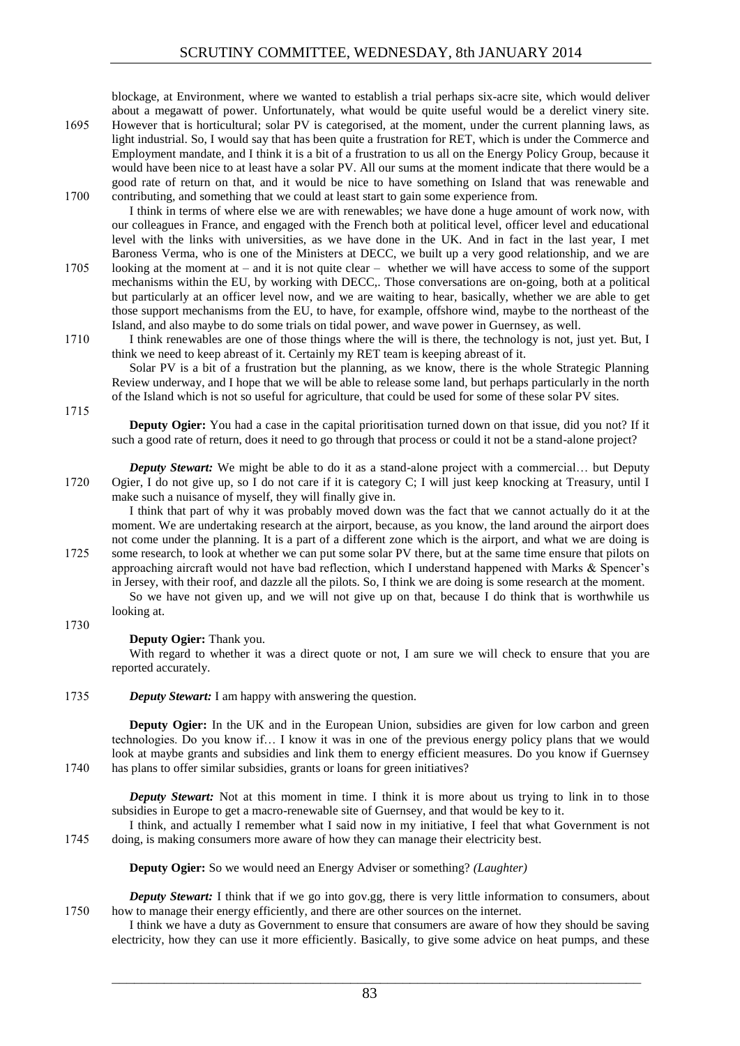blockage, at Environment, where we wanted to establish a trial perhaps six-acre site, which would deliver about a megawatt of power. Unfortunately, what would be quite useful would be a derelict vinery site. However that is horticultural; solar PV is categorised, at the moment, under the current planning laws, as light industrial. So, I would say that has been quite a frustration for RET, which is under the Commerce and Employment mandate, and I think it is a bit of a frustration to us all on the Energy Policy Group, because it would have been nice to at least have a solar PV. All our sums at the moment indicate that there would be a good rate of return on that, and it would be nice to have something on Island that was renewable and contributing, and something that we could at least start to gain some experience from.

I think in terms of where else we are with renewables; we have done a huge amount of work now, with our colleagues in France, and engaged with the French both at political level, officer level and educational level with the links with universities, as we have done in the UK. And in fact in the last year, I met Baroness Verma, who is one of the Ministers at DECC, we built up a very good relationship, and we are looking at the moment at – and it is not quite clear – whether we will have access to some of the support mechanisms within the EU, by working with DECC,. Those conversations are on-going, both at a political but particularly at an officer level now, and we are waiting to hear, basically, whether we are able to get those support mechanisms from the EU, to have, for example, offshore wind, maybe to the northeast of the Island, and also maybe to do some trials on tidal power, and wave power in Guernsey, as well.

I think renewables are one of those things where the will is there, the technology is not, just yet. But, I think we need to keep abreast of it. Certainly my RET team is keeping abreast of it.

Solar PV is a bit of a frustration but the planning, as we know, there is the whole Strategic Planning Review underway, and I hope that we will be able to release some land, but perhaps particularly in the north of the Island which is not so useful for agriculture, that could be used for some of these solar PV sites.

**Deputy Ogier:** You had a case in the capital prioritisation turned down on that issue, did you not? If it such a good rate of return, does it need to go through that process or could it not be a stand-alone project?

***Deputy Stewart:*** We might be able to do it as a stand-alone project with a commercial… but Deputy Ogier, I do not give up, so I do not care if it is category C; I will just keep knocking at Treasury, until I make such a nuisance of myself, they will finally give in.

I think that part of why it was probably moved down was the fact that we cannot actually do it at the moment. We are undertaking research at the airport, because, as you know, the land around the airport does not come under the planning. It is a part of a different zone which is the airport, and what we are doing is some research, to look at whether we can put some solar PV there, but at the same time ensure that pilots on approaching aircraft would not have bad reflection, which I understand happened with Marks & Spencer's in Jersey, with their roof, and dazzle all the pilots. So, I think we are doing is some research at the moment.

So we have not given up, and we will not give up on that, because I do think that is worthwhile us looking at.

**Deputy Ogier:** Thank you.

With regard to whether it was a direct quote or not, I am sure we will check to ensure that you are reported accurately.

***Deputy Stewart:*** I am happy with answering the question.

**Deputy Ogier:** In the UK and in the European Union, subsidies are given for low carbon and green technologies. Do you know if… I know it was in one of the previous energy policy plans that we would look at maybe grants and subsidies and link them to energy efficient measures. Do you know if Guernsey has plans to offer similar subsidies, grants or loans for green initiatives?

***Deputy Stewart:*** Not at this moment in time. I think it is more about us trying to link in to those subsidies in Europe to get a macro-renewable site of Guernsey, and that would be key to it.

I think, and actually I remember what I said now in my initiative, I feel that what Government is not doing, is making consumers more aware of how they can manage their electricity best.

**Deputy Ogier:** So we would need an Energy Adviser or something? *(Laughter)*

***Deputy Stewart:*** I think that if we go into gov.gg, there is very little information to consumers, about how to manage their energy efficiently, and there are other sources on the internet.

I think we have a duty as Government to ensure that consumers are aware of how they should be saving electricity, how they can use it more efficiently. Basically, to give some advice on heat pumps, and these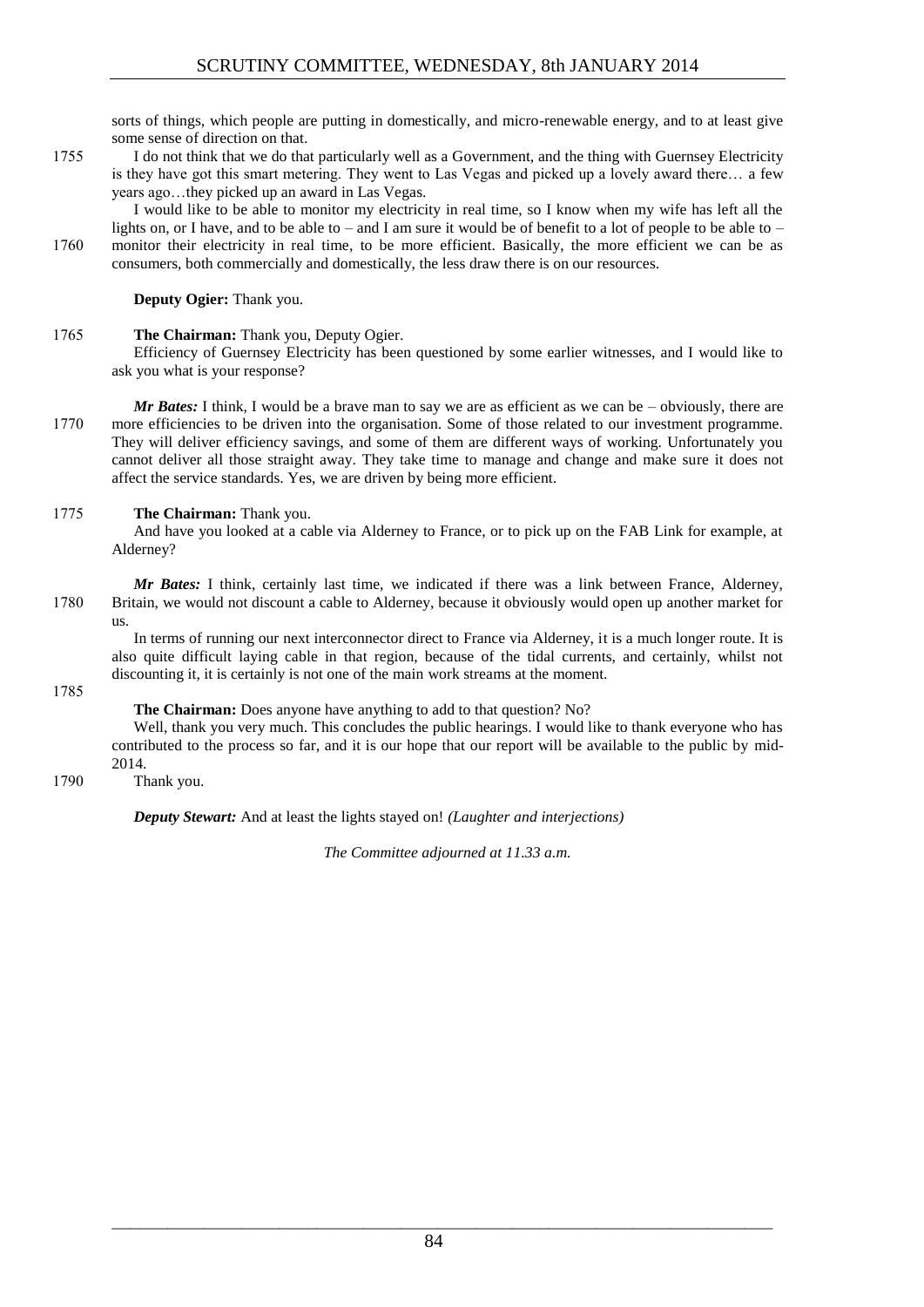sorts of things, which people are putting in domestically, and micro-renewable energy, and to at least give some sense of direction on that.

I do not think that we do that particularly well as a Government, and the thing with Guernsey Electricity is they have got this smart metering. They went to Las Vegas and picked up a lovely award there… a few years ago…they picked up an award in Las Vegas.

I would like to be able to monitor my electricity in real time, so I know when my wife has left all the lights on, or I have, and to be able to – and I am sure it would be of benefit to a lot of people to be able to – monitor their electricity in real time, to be more efficient. Basically, the more efficient we can be as consumers, both commercially and domestically, the less draw there is on our resources.

**Deputy Ogier:** Thank you.

**The Chairman:** Thank you, Deputy Ogier.

Efficiency of Guernsey Electricity has been questioned by some earlier witnesses, and I would like to ask you what is your response?

***Mr Bates:*** I think, I would be a brave man to say we are as efficient as we can be – obviously, there are more efficiencies to be driven into the organisation. Some of those related to our investment programme. They will deliver efficiency savings, and some of them are different ways of working. Unfortunately you cannot deliver all those straight away. They take time to manage and change and make sure it does not affect the service standards. Yes, we are driven by being more efficient.

**The Chairman:** Thank you.

And have you looked at a cable via Alderney to France, or to pick up on the FAB Link for example, at Alderney?

***Mr Bates:*** I think, certainly last time, we indicated if there was a link between France, Alderney, Britain, we would not discount a cable to Alderney, because it obviously would open up another market for us.

In terms of running our next interconnector direct to France via Alderney, it is a much longer route. It is also quite difficult laying cable in that region, because of the tidal currents, and certainly, whilst not discounting it, it is certainly is not one of the main work streams at the moment.

**The Chairman:** Does anyone have anything to add to that question? No?

Well, thank you very much. This concludes the public hearings. I would like to thank everyone who has contributed to the process so far, and it is our hope that our report will be available to the public by mid-2014.

Thank you.

***Deputy Stewart:*** And at least the lights stayed on! *(Laughter and interjections)*

*The Committee adjourned at 11.33 a.m.*